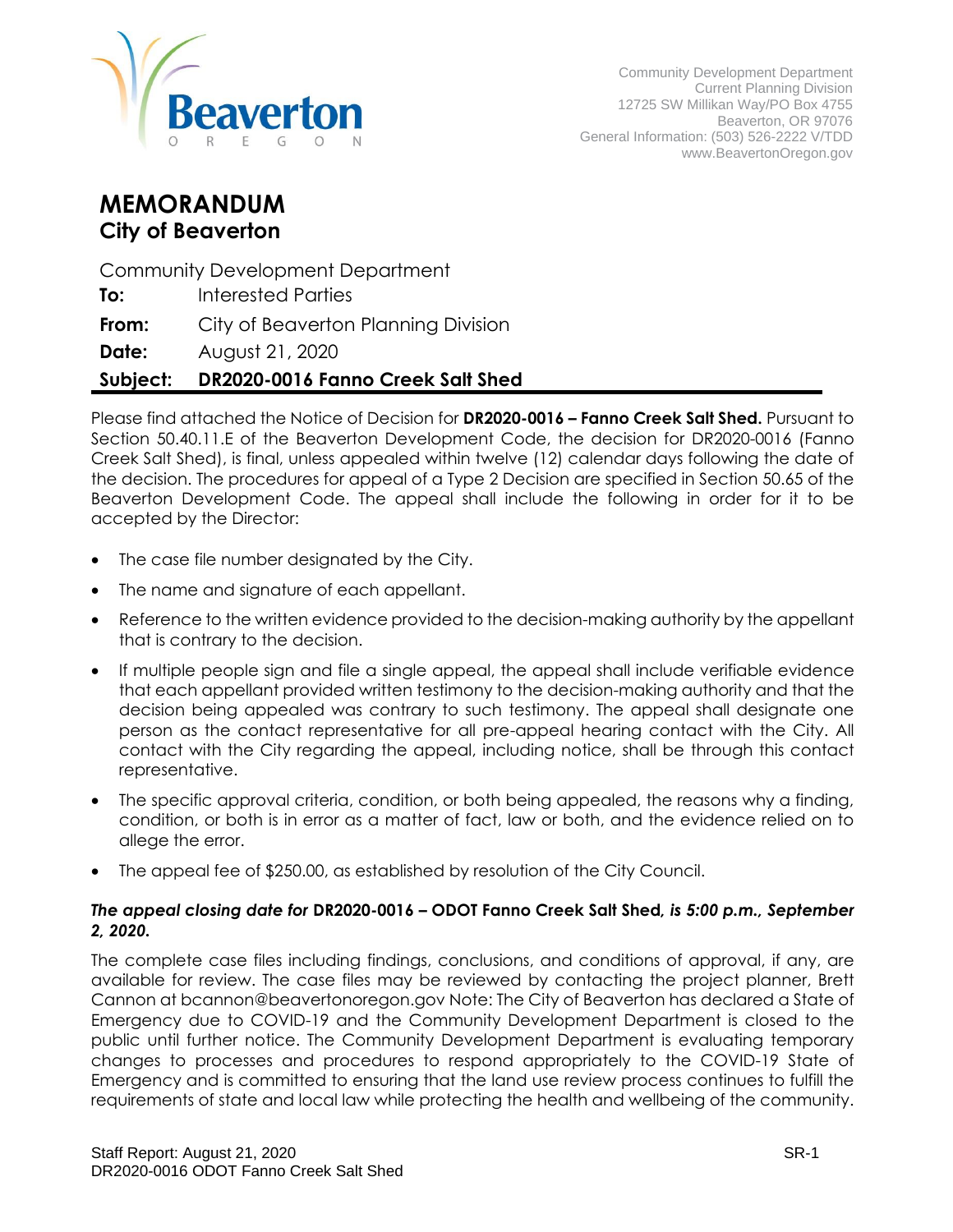Community Development Department
Current Planning Division
12725 SW Millikan Way/PO Box 4755
Beaverton, OR 97076
General Information: (503) 526-2222 V/TDD
www.BeavertonOregon.gov

# MEMORANDUM
## City of Beaverton

Community Development Department

**To:** Interested Parties

**From:** City of Beaverton Planning Division

**Date:** August 21, 2020

**Subject: DR2020-0016 Fanno Creek Salt Shed**

Please find attached the Notice of Decision for **DR2020-0016 – Fanno Creek Salt Shed.** Pursuant to Section 50.40.11.E of the Beaverton Development Code, the decision for DR2020-0016 (Fanno Creek Salt Shed), is final, unless appealed within twelve (12) calendar days following the date of the decision. The procedures for appeal of a Type 2 Decision are specified in Section 50.65 of the Beaverton Development Code. The appeal shall include the following in order for it to be accepted by the Director:

- The case file number designated by the City.
- The name and signature of each appellant.
- Reference to the written evidence provided to the decision-making authority by the appellant that is contrary to the decision.
- If multiple people sign and file a single appeal, the appeal shall include verifiable evidence that each appellant provided written testimony to the decision-making authority and that the decision being appealed was contrary to such testimony. The appeal shall designate one person as the contact representative for all pre-appeal hearing contact with the City. All contact with the City regarding the appeal, including notice, shall be through this contact representative.
- The specific approval criteria, condition, or both being appealed, the reasons why a finding, condition, or both is in error as a matter of fact, law or both, and the evidence relied on to allege the error.
- The appeal fee of $250.00, as established by resolution of the City Council.

***The appeal closing date for* DR2020-0016 – ODOT Fanno Creek Salt Shed*, is 5:00 p.m., September 2, 2020.***

The complete case files including findings, conclusions, and conditions of approval, if any, are available for review. The case files may be reviewed by contacting the project planner, Brett Cannon at bcannon@beavertonoregon.gov Note: The City of Beaverton has declared a State of Emergency due to COVID-19 and the Community Development Department is closed to the public until further notice. The Community Development Department is evaluating temporary changes to processes and procedures to respond appropriately to the COVID-19 State of Emergency and is committed to ensuring that the land use review process continues to fulfill the requirements of state and local law while protecting the health and wellbeing of the community.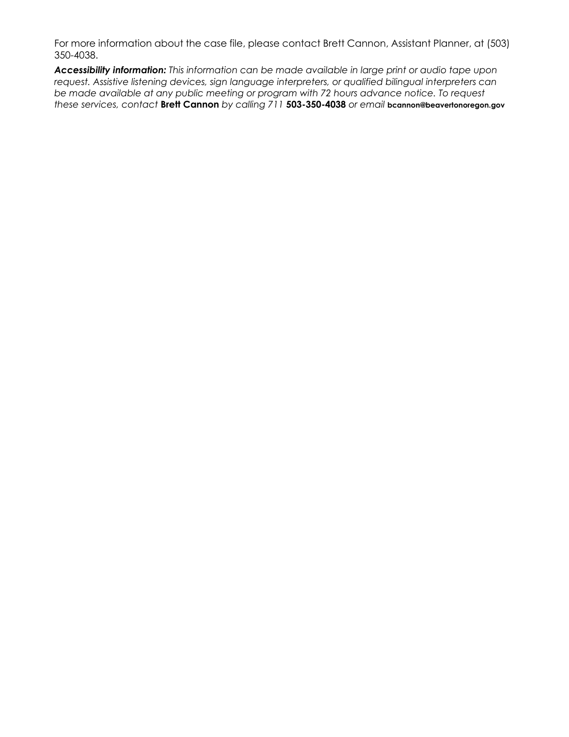For more information about the case file, please contact Brett Cannon, Assistant Planner, at (503) 350-4038.

***Accessibility information:*** *This information can be made available in large print or audio tape upon request. Assistive listening devices, sign language interpreters, or qualified bilingual interpreters can be made available at any public meeting or program with 72 hours advance notice. To request these services, contact* **Brett Cannon** *by calling 711* **503-350-4038** *or email* **bcannon@beavertonoregon.gov**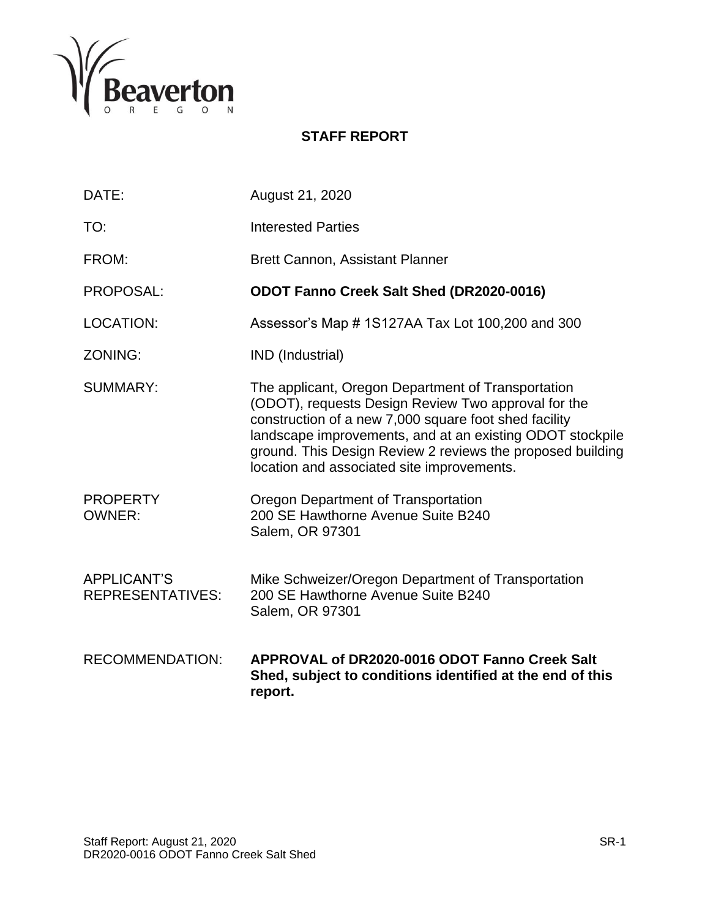Beaverton
O R E G O N

## STAFF REPORT

| | |
|---|---|
| DATE: | August 21, 2020 |
| TO: | Interested Parties |
| FROM: | Brett Cannon, Assistant Planner |
| PROPOSAL: | **ODOT Fanno Creek Salt Shed (DR2020-0016)** |
| LOCATION: | Assessor's Map # 1S127AA Tax Lot 100,200 and 300 |
| ZONING: | IND (Industrial) |
| SUMMARY: | The applicant, Oregon Department of Transportation (ODOT), requests Design Review Two approval for the construction of a new 7,000 square foot shed facility landscape improvements, and at an existing ODOT stockpile ground. This Design Review 2 reviews the proposed building location and associated site improvements. |
| PROPERTY OWNER: | Oregon Department of Transportation<br>200 SE Hawthorne Avenue Suite B240<br>Salem, OR 97301 |
| APPLICANT'S REPRESENTATIVES: | Mike Schweizer/Oregon Department of Transportation<br>200 SE Hawthorne Avenue Suite B240<br>Salem, OR 97301 |
| RECOMMENDATION: | **APPROVAL of DR2020-0016 ODOT Fanno Creek Salt Shed, subject to conditions identified at the end of this report.** |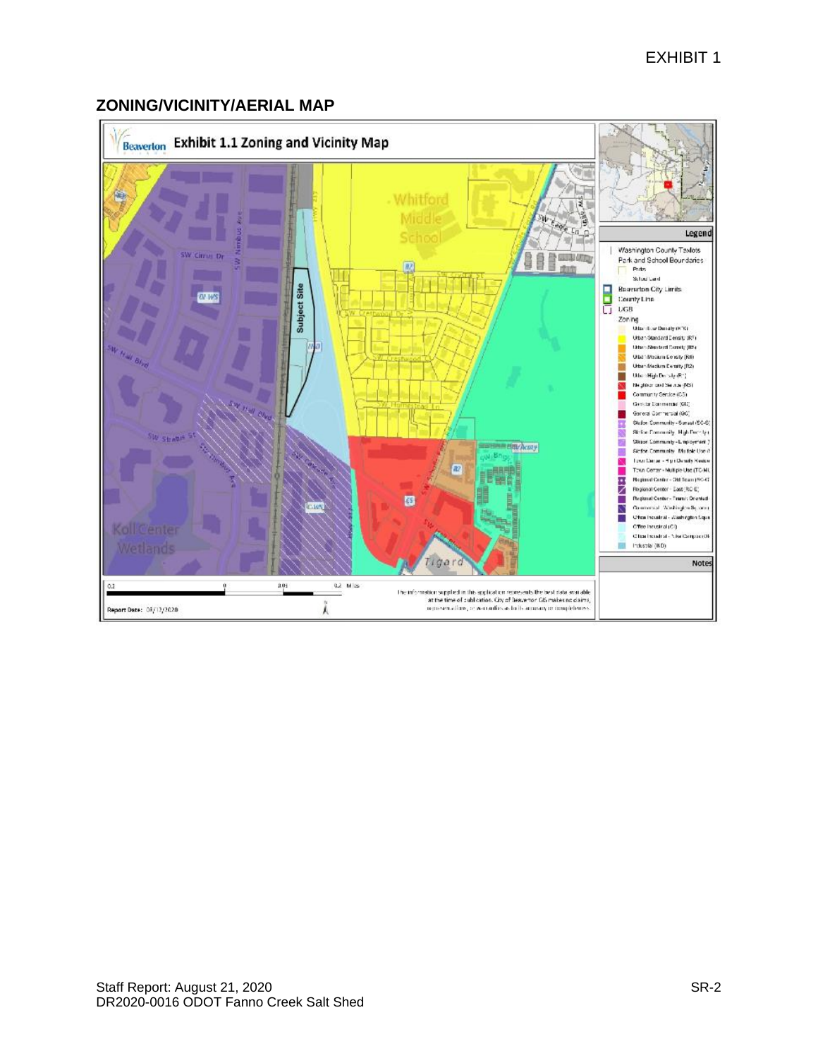## ZONING/VICINITY/AERIAL MAP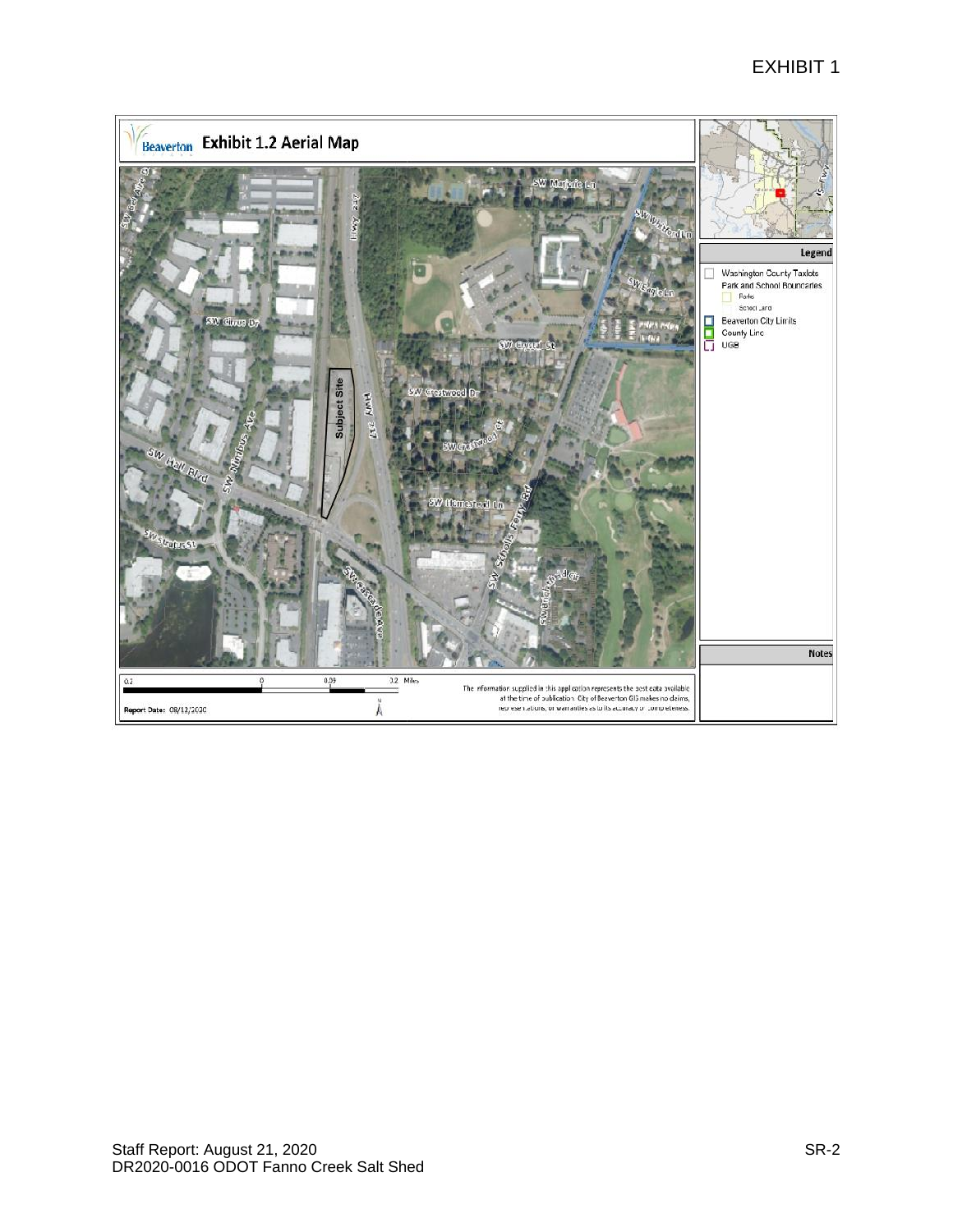# EXHIBIT 1

**Exhibit 1.2 Aerial Map**

Legend

- Washington County Taxlots
- Park and School Boundaries
  - Parks
  - School Land
- Beaverton City Limits
- County Line
- UGB

Notes

0.2 0 0.09 0.2 Miles

The information supplied in this application represents the best data available at the time of publication. City of Beaverton GIS makes no claims, representations, or warranties as to its accuracy or completeness.

Report Date: 08/12/2020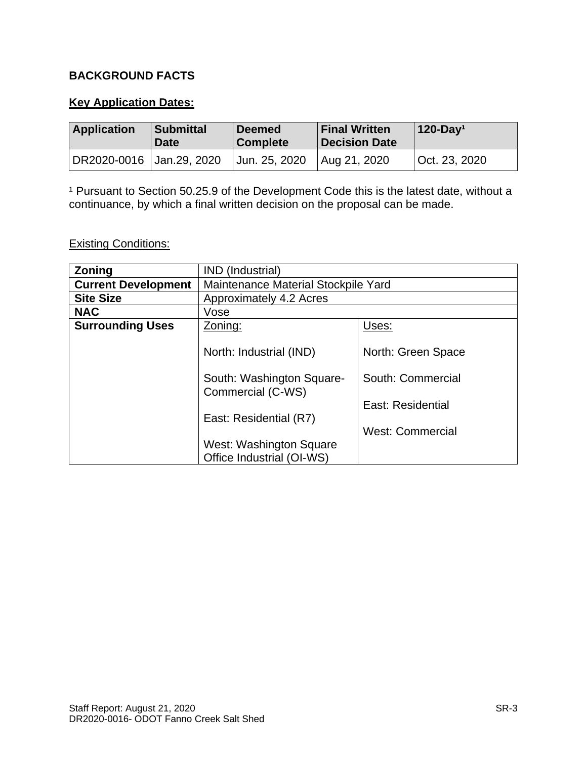## BACKGROUND FACTS

### Key Application Dates:

| Application | Submittal Date | Deemed Complete | Final Written Decision Date | 120-Day[1] |
|---|---|---|---|---|
| DR2020-0016 | Jan.29, 2020 | Jun. 25, 2020 | Aug 21, 2020 | Oct. 23, 2020 |

[1] Pursuant to Section 50.25.9 of the Development Code this is the latest date, without a continuance, by which a final written decision on the proposal can be made.

Existing Conditions:

| **Zoning** | IND (Industrial) | |
|---|---|---|
| **Current Development** | Maintenance Material Stockpile Yard | |
| **Site Size** | Approximately 4.2 Acres | |
| **NAC** | Vose | |
| **Surrounding Uses** | Zoning: | Uses: |
| | North: Industrial (IND) | North: Green Space |
| | South: Washington Square-Commercial (C-WS) | South: Commercial |
| | East: Residential (R7) | East: Residential |
| | West: Washington Square Office Industrial (OI-WS) | West: Commercial |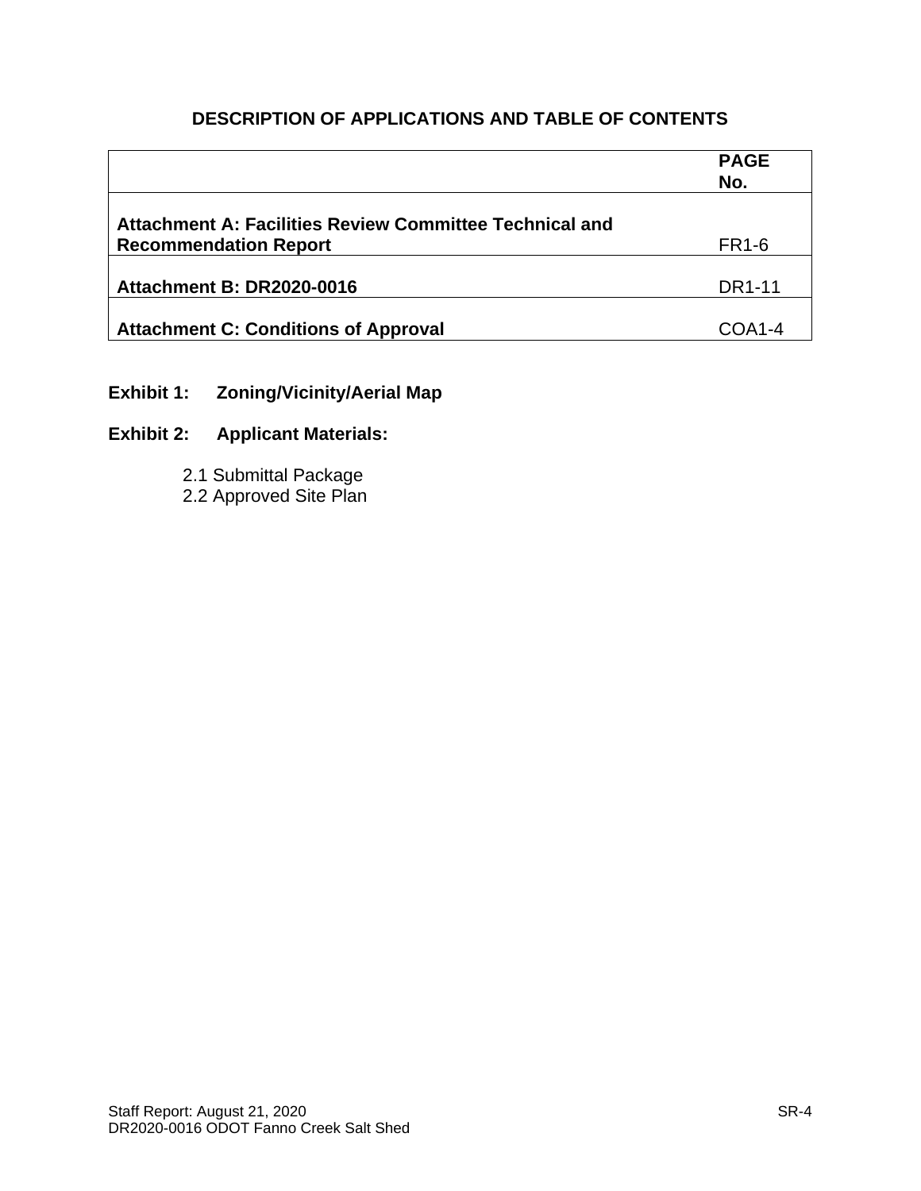## DESCRIPTION OF APPLICATIONS AND TABLE OF CONTENTS

| | **PAGE No.** |
|---|---|
| **Attachment A: Facilities Review Committee Technical and Recommendation Report** | FR1-6 |
| **Attachment B: DR2020-0016** | DR1-11 |
| **Attachment C: Conditions of Approval** | COA1-4 |

**Exhibit 1: Zoning/Vicinity/Aerial Map**

**Exhibit 2: Applicant Materials:**

2.1 Submittal Package
2.2 Approved Site Plan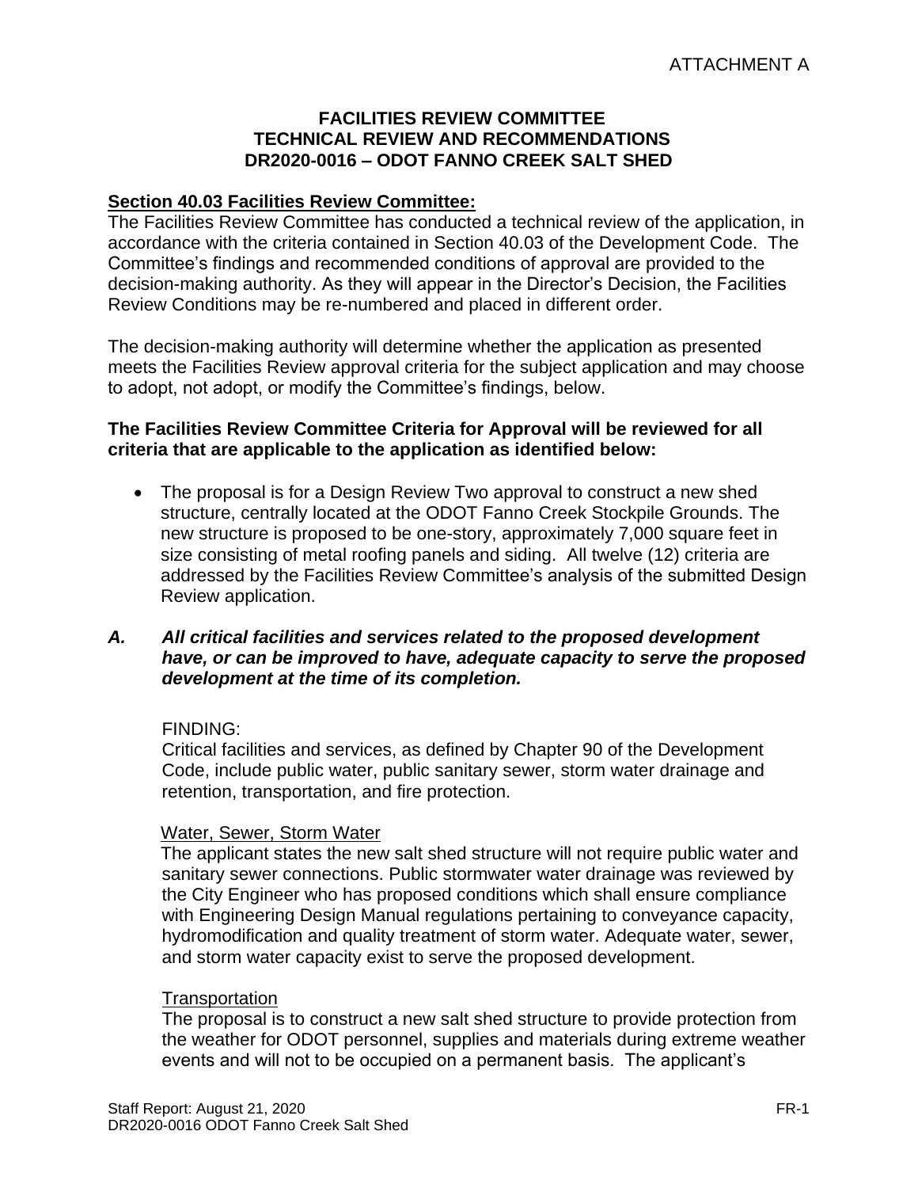ATTACHMENT A

**FACILITIES REVIEW COMMITTEE**
**TECHNICAL REVIEW AND RECOMMENDATIONS**
**DR2020-0016 – ODOT FANNO CREEK SALT SHED**

**Section 40.03 Facilities Review Committee:**

The Facilities Review Committee has conducted a technical review of the application, in accordance with the criteria contained in Section 40.03 of the Development Code. The Committee's findings and recommended conditions of approval are provided to the decision-making authority. As they will appear in the Director's Decision, the Facilities Review Conditions may be re-numbered and placed in different order.

The decision-making authority will determine whether the application as presented meets the Facilities Review approval criteria for the subject application and may choose to adopt, not adopt, or modify the Committee's findings, below.

**The Facilities Review Committee Criteria for Approval will be reviewed for all criteria that are applicable to the application as identified below:**

- The proposal is for a Design Review Two approval to construct a new shed structure, centrally located at the ODOT Fanno Creek Stockpile Grounds. The new structure is proposed to be one-story, approximately 7,000 square feet in size consisting of metal roofing panels and siding. All twelve (12) criteria are addressed by the Facilities Review Committee's analysis of the submitted Design Review application.

***A. All critical facilities and services related to the proposed development have, or can be improved to have, adequate capacity to serve the proposed development at the time of its completion.***

FINDING:

Critical facilities and services, as defined by Chapter 90 of the Development Code, include public water, public sanitary sewer, storm water drainage and retention, transportation, and fire protection.

Water, Sewer, Storm Water

The applicant states the new salt shed structure will not require public water and sanitary sewer connections. Public stormwater water drainage was reviewed by the City Engineer who has proposed conditions which shall ensure compliance with Engineering Design Manual regulations pertaining to conveyance capacity, hydromodification and quality treatment of storm water. Adequate water, sewer, and storm water capacity exist to serve the proposed development.

Transportation

The proposal is to construct a new salt shed structure to provide protection from the weather for ODOT personnel, supplies and materials during extreme weather events and will not to be occupied on a permanent basis. The applicant's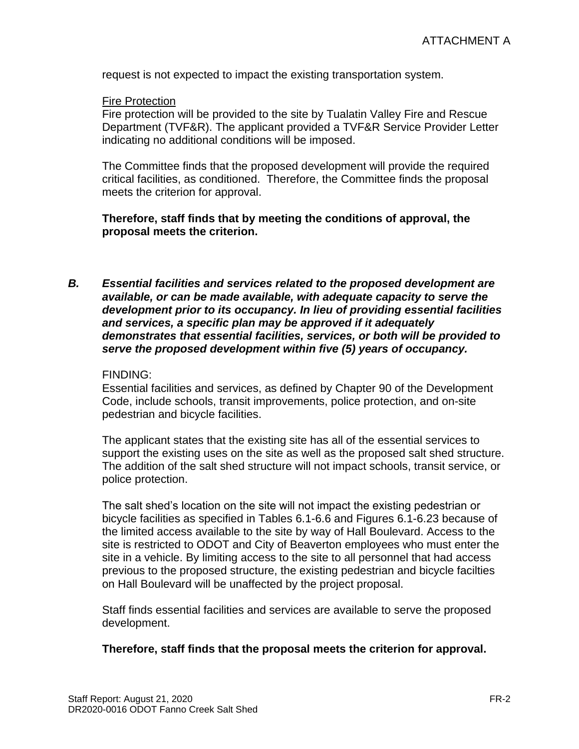request is not expected to impact the existing transportation system.

<u>Fire Protection</u>
Fire protection will be provided to the site by Tualatin Valley Fire and Rescue Department (TVF&R). The applicant provided a TVF&R Service Provider Letter indicating no additional conditions will be imposed.

The Committee finds that the proposed development will provide the required critical facilities, as conditioned. Therefore, the Committee finds the proposal meets the criterion for approval.

**Therefore, staff finds that by meeting the conditions of approval, the proposal meets the criterion.**

***B. Essential facilities and services related to the proposed development are available, or can be made available, with adequate capacity to serve the development prior to its occupancy. In lieu of providing essential facilities and services, a specific plan may be approved if it adequately demonstrates that essential facilities, services, or both will be provided to serve the proposed development within five (5) years of occupancy.***

FINDING:
Essential facilities and services, as defined by Chapter 90 of the Development Code, include schools, transit improvements, police protection, and on-site pedestrian and bicycle facilities.

The applicant states that the existing site has all of the essential services to support the existing uses on the site as well as the proposed salt shed structure. The addition of the salt shed structure will not impact schools, transit service, or police protection.

The salt shed's location on the site will not impact the existing pedestrian or bicycle facilities as specified in Tables 6.1-6.6 and Figures 6.1-6.23 because of the limited access available to the site by way of Hall Boulevard. Access to the site is restricted to ODOT and City of Beaverton employees who must enter the site in a vehicle. By limiting access to the site to all personnel that had access previous to the proposed structure, the existing pedestrian and bicycle facilties on Hall Boulevard will be unaffected by the project proposal.

Staff finds essential facilities and services are available to serve the proposed development.

**Therefore, staff finds that the proposal meets the criterion for approval.**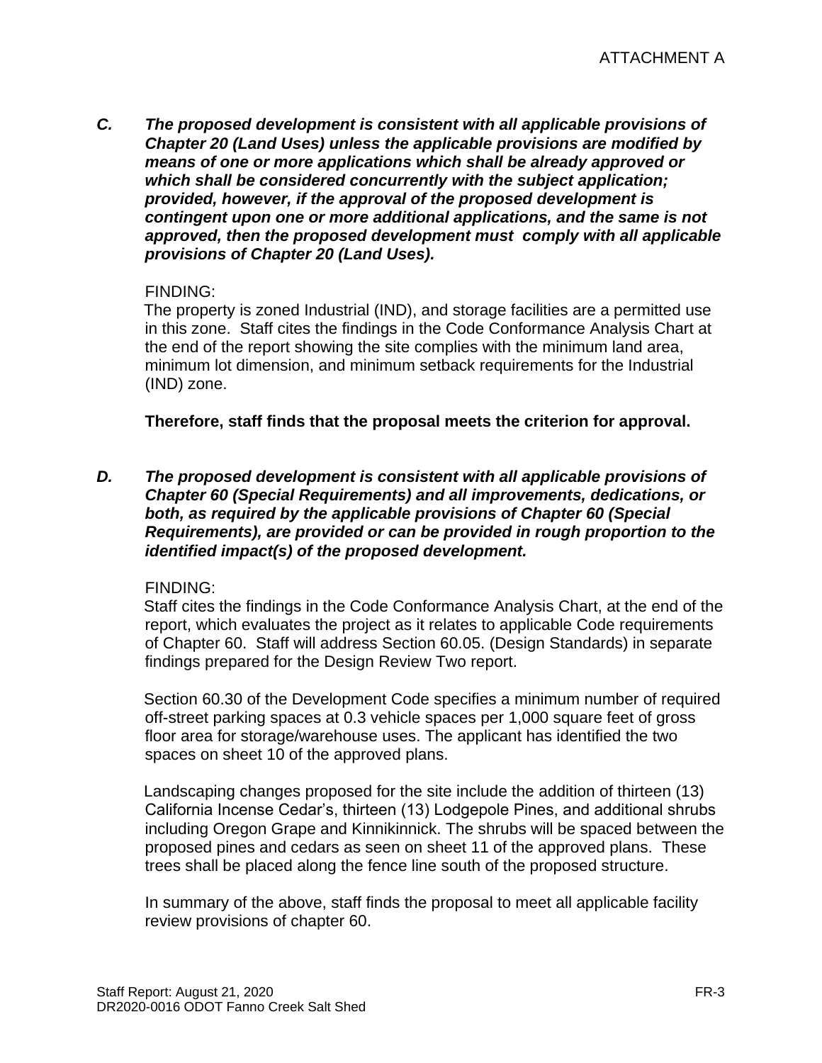ATTACHMENT A

***C. The proposed development is consistent with all applicable provisions of Chapter 20 (Land Uses) unless the applicable provisions are modified by means of one or more applications which shall be already approved or which shall be considered concurrently with the subject application; provided, however, if the approval of the proposed development is contingent upon one or more additional applications, and the same is not approved, then the proposed development must comply with all applicable provisions of Chapter 20 (Land Uses).***

FINDING:

The property is zoned Industrial (IND), and storage facilities are a permitted use in this zone. Staff cites the findings in the Code Conformance Analysis Chart at the end of the report showing the site complies with the minimum land area, minimum lot dimension, and minimum setback requirements for the Industrial (IND) zone.

**Therefore, staff finds that the proposal meets the criterion for approval.**

***D. The proposed development is consistent with all applicable provisions of Chapter 60 (Special Requirements) and all improvements, dedications, or both, as required by the applicable provisions of Chapter 60 (Special Requirements), are provided or can be provided in rough proportion to the identified impact(s) of the proposed development.***

FINDING:

Staff cites the findings in the Code Conformance Analysis Chart, at the end of the report, which evaluates the project as it relates to applicable Code requirements of Chapter 60. Staff will address Section 60.05. (Design Standards) in separate findings prepared for the Design Review Two report.

Section 60.30 of the Development Code specifies a minimum number of required off-street parking spaces at 0.3 vehicle spaces per 1,000 square feet of gross floor area for storage/warehouse uses. The applicant has identified the two spaces on sheet 10 of the approved plans.

Landscaping changes proposed for the site include the addition of thirteen (13) California Incense Cedar's, thirteen (13) Lodgepole Pines, and additional shrubs including Oregon Grape and Kinnikinnick. The shrubs will be spaced between the proposed pines and cedars as seen on sheet 11 of the approved plans. These trees shall be placed along the fence line south of the proposed structure.

In summary of the above, staff finds the proposal to meet all applicable facility review provisions of chapter 60.

Staff Report: August 21, 2020
DR2020-0016 ODOT Fanno Creek Salt Shed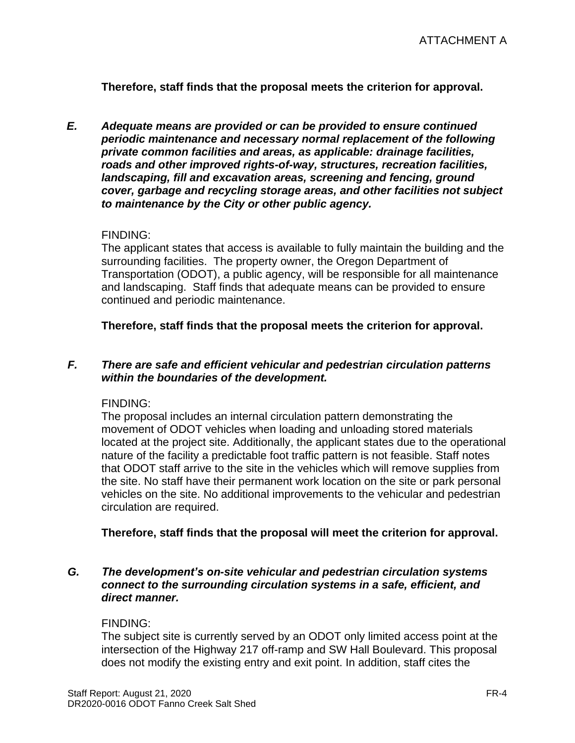**Therefore, staff finds that the proposal meets the criterion for approval.**

***E. Adequate means are provided or can be provided to ensure continued periodic maintenance and necessary normal replacement of the following private common facilities and areas, as applicable: drainage facilities, roads and other improved rights-of-way, structures, recreation facilities, landscaping, fill and excavation areas, screening and fencing, ground cover, garbage and recycling storage areas, and other facilities not subject to maintenance by the City or other public agency.***

FINDING:
The applicant states that access is available to fully maintain the building and the surrounding facilities. The property owner, the Oregon Department of Transportation (ODOT), a public agency, will be responsible for all maintenance and landscaping. Staff finds that adequate means can be provided to ensure continued and periodic maintenance.

**Therefore, staff finds that the proposal meets the criterion for approval.**

***F. There are safe and efficient vehicular and pedestrian circulation patterns within the boundaries of the development.***

FINDING:
The proposal includes an internal circulation pattern demonstrating the movement of ODOT vehicles when loading and unloading stored materials located at the project site. Additionally, the applicant states due to the operational nature of the facility a predictable foot traffic pattern is not feasible. Staff notes that ODOT staff arrive to the site in the vehicles which will remove supplies from the site. No staff have their permanent work location on the site or park personal vehicles on the site. No additional improvements to the vehicular and pedestrian circulation are required.

**Therefore, staff finds that the proposal will meet the criterion for approval.**

***G. The development's on-site vehicular and pedestrian circulation systems connect to the surrounding circulation systems in a safe, efficient, and direct manner.***

FINDING:
The subject site is currently served by an ODOT only limited access point at the intersection of the Highway 217 off-ramp and SW Hall Boulevard. This proposal does not modify the existing entry and exit point. In addition, staff cites the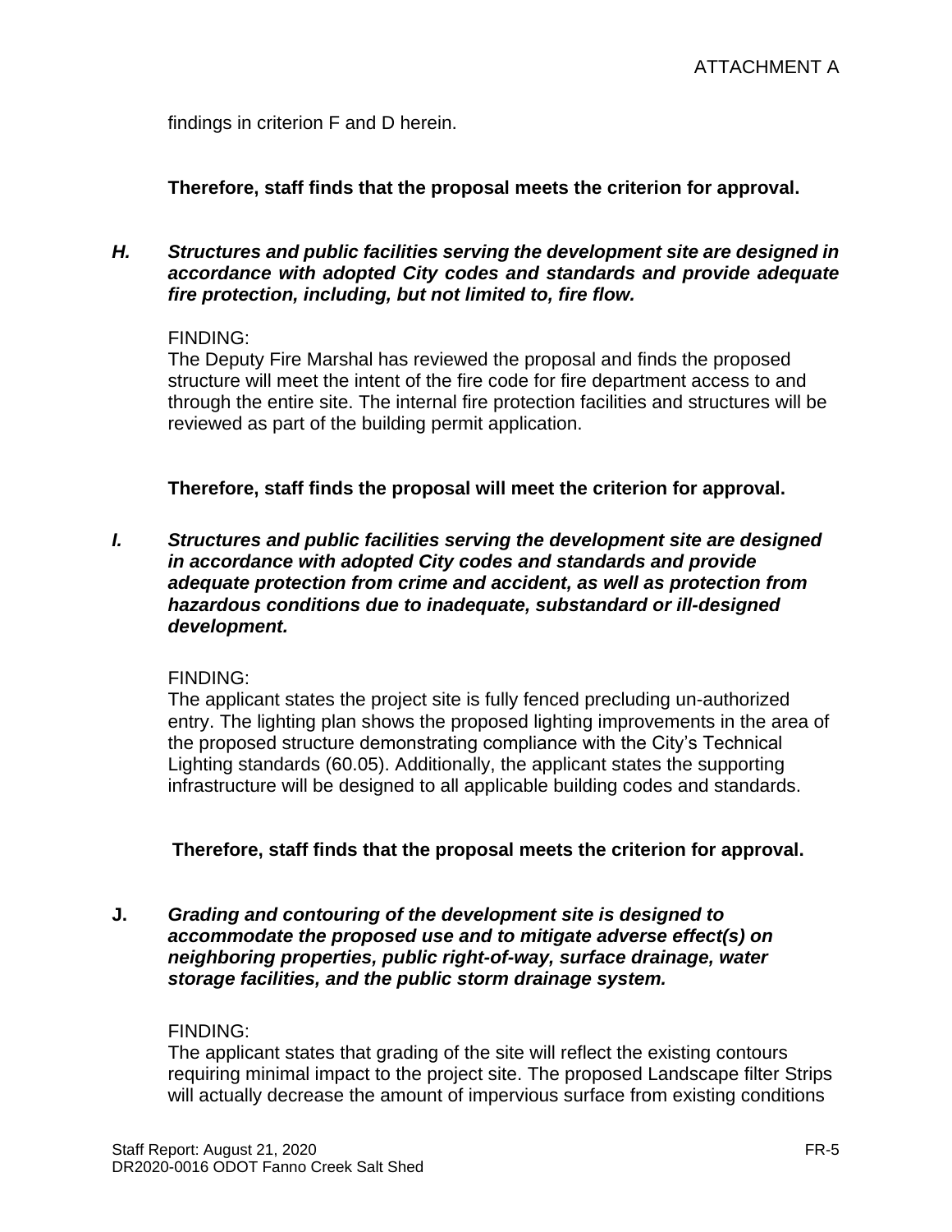findings in criterion F and D herein.

**Therefore, staff finds that the proposal meets the criterion for approval.**

***H. Structures and public facilities serving the development site are designed in accordance with adopted City codes and standards and provide adequate fire protection, including, but not limited to, fire flow.***

FINDING:
The Deputy Fire Marshal has reviewed the proposal and finds the proposed structure will meet the intent of the fire code for fire department access to and through the entire site. The internal fire protection facilities and structures will be reviewed as part of the building permit application.

**Therefore, staff finds the proposal will meet the criterion for approval.**

***I. Structures and public facilities serving the development site are designed in accordance with adopted City codes and standards and provide adequate protection from crime and accident, as well as protection from hazardous conditions due to inadequate, substandard or ill-designed development.***

FINDING:
The applicant states the project site is fully fenced precluding un-authorized entry. The lighting plan shows the proposed lighting improvements in the area of the proposed structure demonstrating compliance with the City's Technical Lighting standards (60.05). Additionally, the applicant states the supporting infrastructure will be designed to all applicable building codes and standards.

**Therefore, staff finds that the proposal meets the criterion for approval.**

**J.** ***Grading and contouring of the development site is designed to accommodate the proposed use and to mitigate adverse effect(s) on neighboring properties, public right-of-way, surface drainage, water storage facilities, and the public storm drainage system.***

FINDING:
The applicant states that grading of the site will reflect the existing contours requiring minimal impact to the project site. The proposed Landscape filter Strips will actually decrease the amount of impervious surface from existing conditions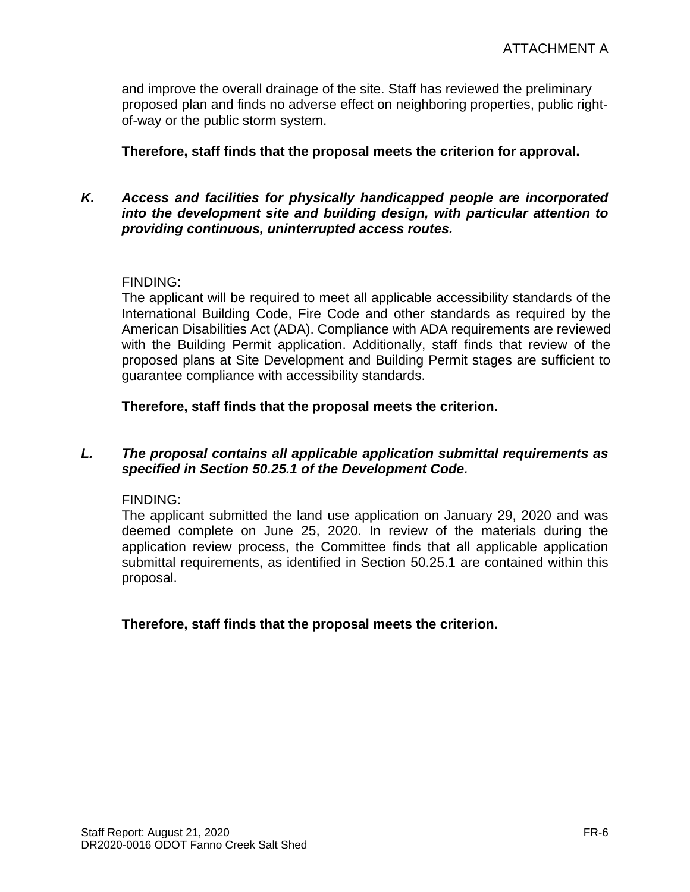and improve the overall drainage of the site. Staff has reviewed the preliminary proposed plan and finds no adverse effect on neighboring properties, public right-of-way or the public storm system.

**Therefore, staff finds that the proposal meets the criterion for approval.**

***K. Access and facilities for physically handicapped people are incorporated into the development site and building design, with particular attention to providing continuous, uninterrupted access routes.***

FINDING:
The applicant will be required to meet all applicable accessibility standards of the International Building Code, Fire Code and other standards as required by the American Disabilities Act (ADA). Compliance with ADA requirements are reviewed with the Building Permit application. Additionally, staff finds that review of the proposed plans at Site Development and Building Permit stages are sufficient to guarantee compliance with accessibility standards.

**Therefore, staff finds that the proposal meets the criterion.**

***L. The proposal contains all applicable application submittal requirements as specified in Section 50.25.1 of the Development Code.***

FINDING:
The applicant submitted the land use application on January 29, 2020 and was deemed complete on June 25, 2020. In review of the materials during the application review process, the Committee finds that all applicable application submittal requirements, as identified in Section 50.25.1 are contained within this proposal.

**Therefore, staff finds that the proposal meets the criterion.**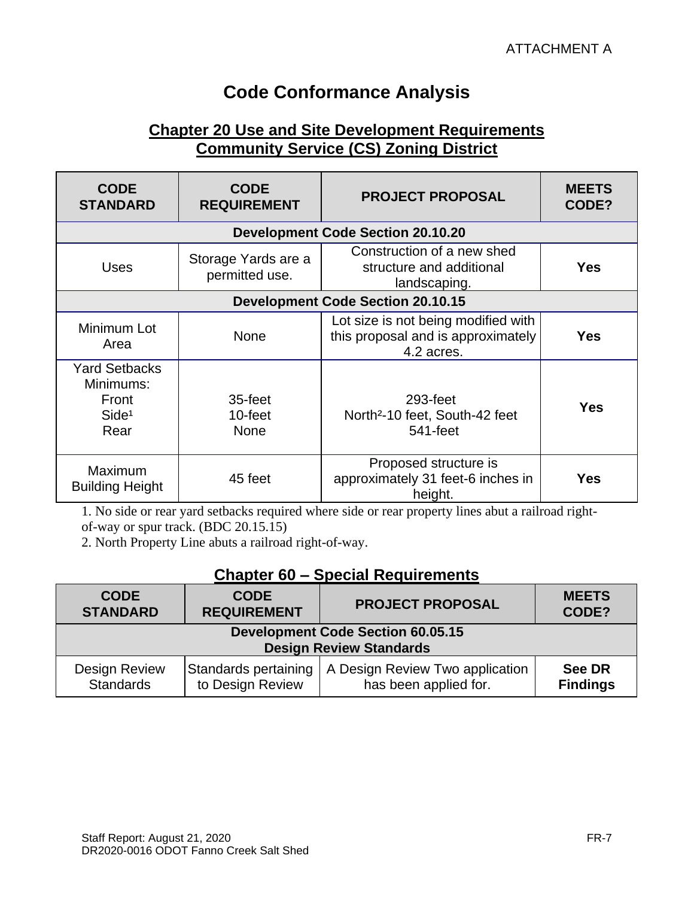ATTACHMENT A

# Code Conformance Analysis

## Chapter 20 Use and Site Development Requirements
## Community Service (CS) Zoning District

| CODE STANDARD | CODE REQUIREMENT | PROJECT PROPOSAL | MEETS CODE? |
|---|---|---|---|
| **Development Code Section 20.10.20** | | | |
| Uses | Storage Yards are a permitted use. | Construction of a new shed structure and additional landscaping. | **Yes** |
| **Development Code Section 20.10.15** | | | |
| Minimum Lot Area | None | Lot size is not being modified with this proposal and is approximately 4.2 acres. | **Yes** |
| Yard Setbacks Minimums:<br>Front<br>Side[1]<br>Rear | <br>35-feet<br>10-feet<br>None | <br>293-feet<br>North[2]-10 feet, South-42 feet<br>541-feet | **Yes** |
| Maximum Building Height | 45 feet | Proposed structure is approximately 31 feet-6 inches in height. | **Yes** |

1. No side or rear yard setbacks required where side or rear property lines abut a railroad right-of-way or spur track. (BDC 20.15.15)
2. North Property Line abuts a railroad right-of-way.

## Chapter 60 – Special Requirements

| CODE STANDARD | CODE REQUIREMENT | PROJECT PROPOSAL | MEETS CODE? |
|---|---|---|---|
| **Development Code Section 60.05.15 Design Review Standards** | | | |
| Design Review Standards | Standards pertaining to Design Review | A Design Review Two application has been applied for. | **See DR Findings** |

Staff Report: August 21, 2020
DR2020-0016 ODOT Fanno Creek Salt Shed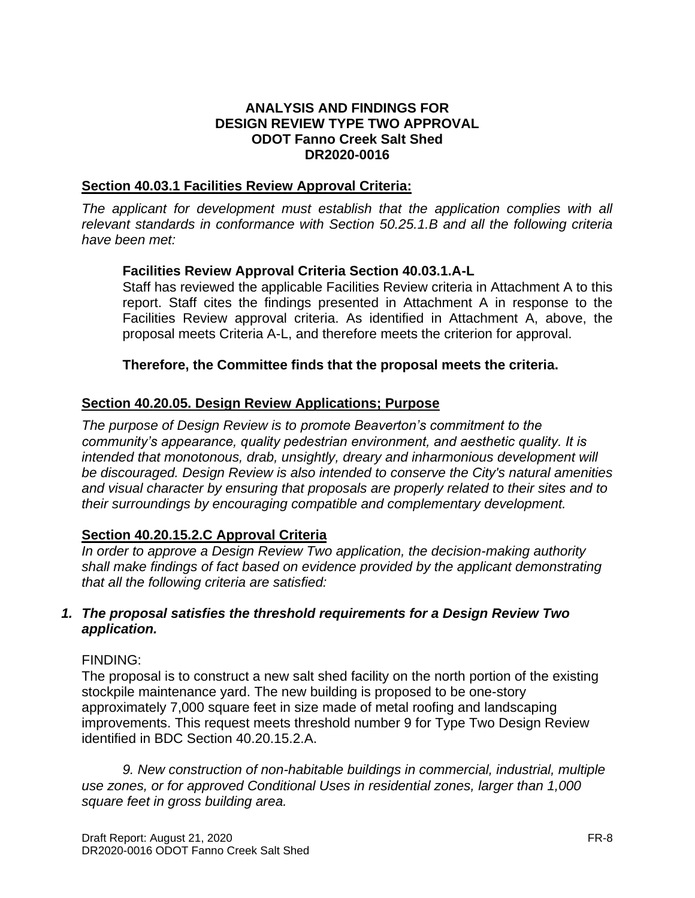**ANALYSIS AND FINDINGS FOR**
**DESIGN REVIEW TYPE TWO APPROVAL**
**ODOT Fanno Creek Salt Shed**
**DR2020-0016**

## Section 40.03.1 Facilities Review Approval Criteria:

*The applicant for development must establish that the application complies with all relevant standards in conformance with Section 50.25.1.B and all the following criteria have been met:*

**Facilities Review Approval Criteria Section 40.03.1.A-L**
Staff has reviewed the applicable Facilities Review criteria in Attachment A to this report. Staff cites the findings presented in Attachment A in response to the Facilities Review approval criteria. As identified in Attachment A, above, the proposal meets Criteria A-L, and therefore meets the criterion for approval.

**Therefore, the Committee finds that the proposal meets the criteria.**

## Section 40.20.05. Design Review Applications; Purpose

*The purpose of Design Review is to promote Beaverton's commitment to the community's appearance, quality pedestrian environment, and aesthetic quality. It is intended that monotonous, drab, unsightly, dreary and inharmonious development will be discouraged. Design Review is also intended to conserve the City's natural amenities and visual character by ensuring that proposals are properly related to their sites and to their surroundings by encouraging compatible and complementary development.*

## Section 40.20.15.2.C Approval Criteria

*In order to approve a Design Review Two application, the decision-making authority shall make findings of fact based on evidence provided by the applicant demonstrating that all the following criteria are satisfied:*

***1. The proposal satisfies the threshold requirements for a Design Review Two application.***

FINDING:
The proposal is to construct a new salt shed facility on the north portion of the existing stockpile maintenance yard. The new building is proposed to be one-story approximately 7,000 square feet in size made of metal roofing and landscaping improvements. This request meets threshold number 9 for Type Two Design Review identified in BDC Section 40.20.15.2.A.

*9. New construction of non-habitable buildings in commercial, industrial, multiple use zones, or for approved Conditional Uses in residential zones, larger than 1,000 square feet in gross building area.*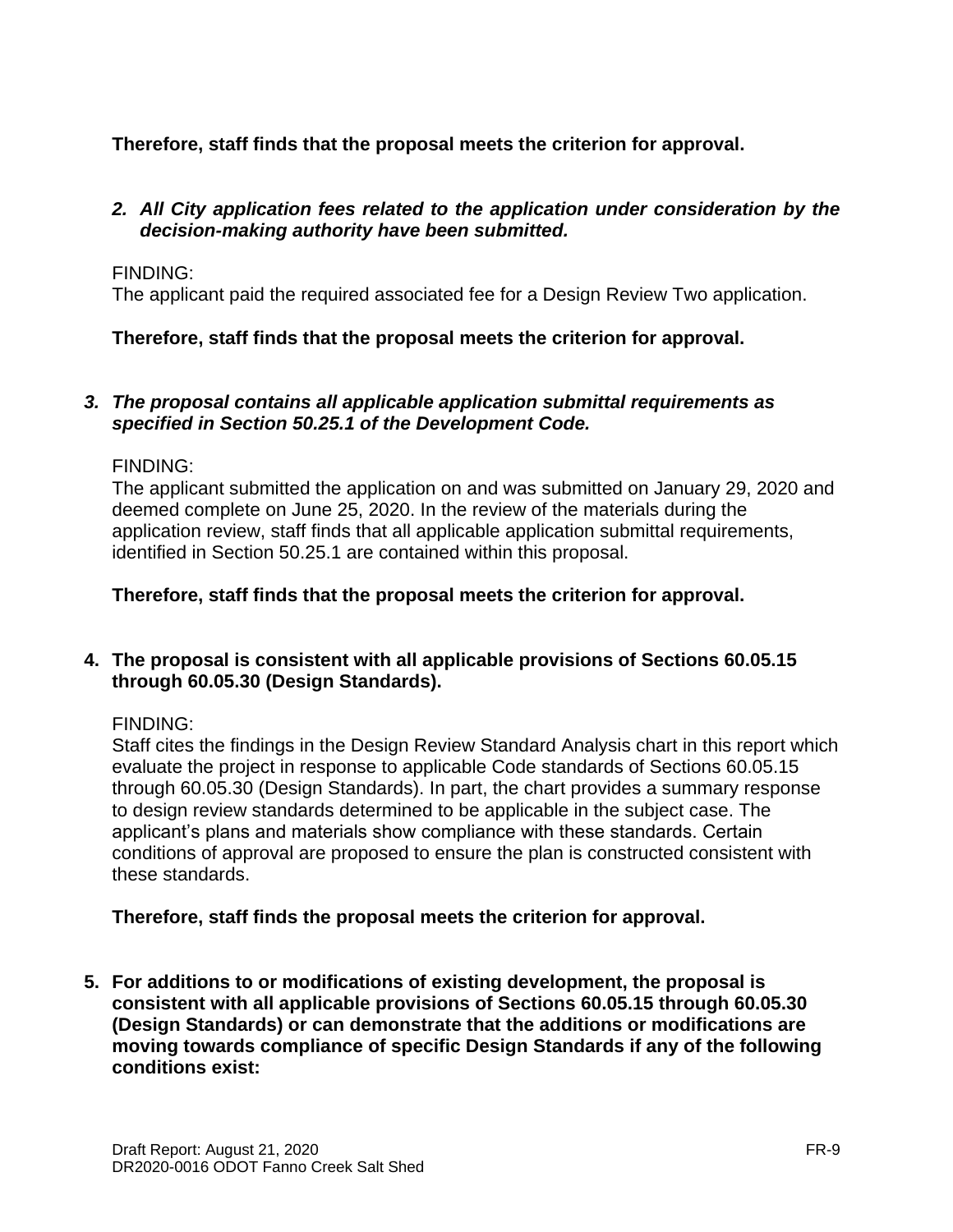**Therefore, staff finds that the proposal meets the criterion for approval.**

2. ***All City application fees related to the application under consideration by the decision-making authority have been submitted.***

FINDING:
The applicant paid the required associated fee for a Design Review Two application.

**Therefore, staff finds that the proposal meets the criterion for approval.**

3. ***The proposal contains all applicable application submittal requirements as specified in Section 50.25.1 of the Development Code.***

FINDING:
The applicant submitted the application on and was submitted on January 29, 2020 and deemed complete on June 25, 2020. In the review of the materials during the application review, staff finds that all applicable application submittal requirements, identified in Section 50.25.1 are contained within this proposal.

**Therefore, staff finds that the proposal meets the criterion for approval.**

4. **The proposal is consistent with all applicable provisions of Sections 60.05.15 through 60.05.30 (Design Standards).**

FINDING:
Staff cites the findings in the Design Review Standard Analysis chart in this report which evaluate the project in response to applicable Code standards of Sections 60.05.15 through 60.05.30 (Design Standards). In part, the chart provides a summary response to design review standards determined to be applicable in the subject case. The applicant's plans and materials show compliance with these standards. Certain conditions of approval are proposed to ensure the plan is constructed consistent with these standards.

**Therefore, staff finds the proposal meets the criterion for approval.**

5. **For additions to or modifications of existing development, the proposal is consistent with all applicable provisions of Sections 60.05.15 through 60.05.30 (Design Standards) or can demonstrate that the additions or modifications are moving towards compliance of specific Design Standards if any of the following conditions exist:**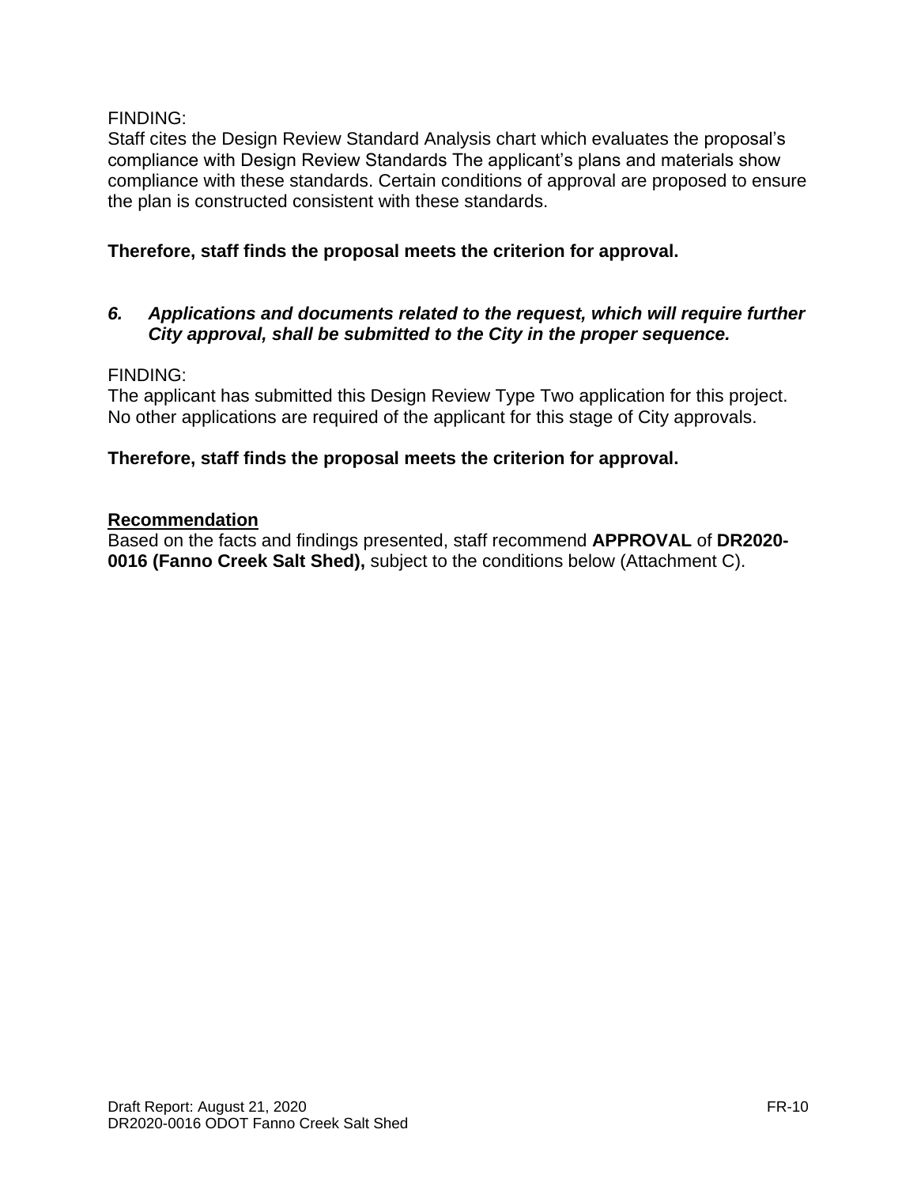FINDING:
Staff cites the Design Review Standard Analysis chart which evaluates the proposal's compliance with Design Review Standards The applicant's plans and materials show compliance with these standards. Certain conditions of approval are proposed to ensure the plan is constructed consistent with these standards.

**Therefore, staff finds the proposal meets the criterion for approval.**

***6. Applications and documents related to the request, which will require further City approval, shall be submitted to the City in the proper sequence.***

FINDING:
The applicant has submitted this Design Review Type Two application for this project. No other applications are required of the applicant for this stage of City approvals.

**Therefore, staff finds the proposal meets the criterion for approval.**

**Recommendation**

Based on the facts and findings presented, staff recommend **APPROVAL** of **DR2020-0016 (Fanno Creek Salt Shed),** subject to the conditions below (Attachment C).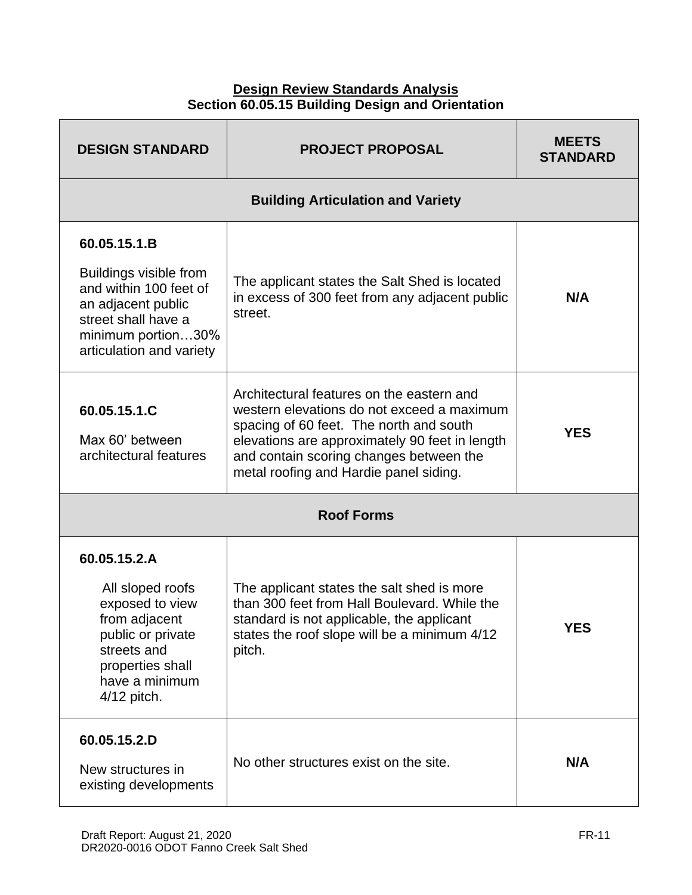**Design Review Standards Analysis**
**Section 60.05.15 Building Design and Orientation**

| DESIGN STANDARD | PROJECT PROPOSAL | MEETS STANDARD |
|---|---|---|
| **Building Articulation and Variety** | | |
| **60.05.15.1.B**<br>Buildings visible from and within 100 feet of an adjacent public street shall have a minimum portion…30% articulation and variety | The applicant states the Salt Shed is located in excess of 300 feet from any adjacent public street. | **N/A** |
| **60.05.15.1.C**<br>Max 60' between architectural features | Architectural features on the eastern and western elevations do not exceed a maximum spacing of 60 feet. The north and south elevations are approximately 90 feet in length and contain scoring changes between the metal roofing and Hardie panel siding. | **YES** |
| **Roof Forms** | | |
| **60.05.15.2.A**<br>All sloped roofs exposed to view from adjacent public or private streets and properties shall have a minimum 4/12 pitch. | The applicant states the salt shed is more than 300 feet from Hall Boulevard. While the standard is not applicable, the applicant states the roof slope will be a minimum 4/12 pitch. | **YES** |
| **60.05.15.2.D**<br>New structures in existing developments | No other structures exist on the site. | **N/A** |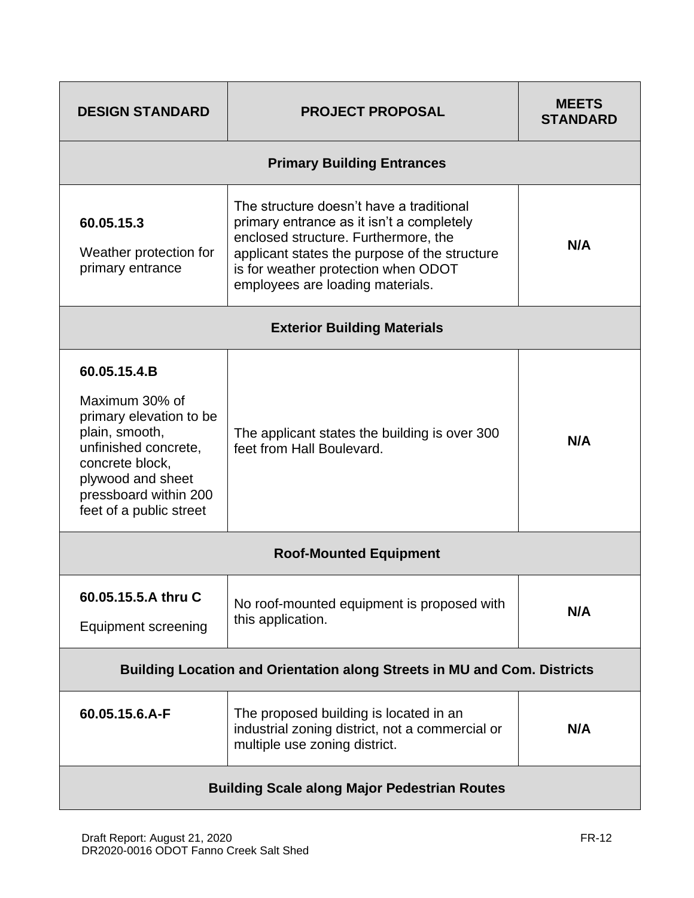| DESIGN STANDARD | PROJECT PROPOSAL | MEETS STANDARD |
|---|---|---|
| **Primary Building Entrances** | | |
| **60.05.15.3**<br><br>Weather protection for primary entrance | The structure doesn't have a traditional primary entrance as it isn't a completely enclosed structure. Furthermore, the applicant states the purpose of the structure is for weather protection when ODOT employees are loading materials. | **N/A** |
| **Exterior Building Materials** | | |
| **60.05.15.4.B**<br><br>Maximum 30% of primary elevation to be plain, smooth, unfinished concrete, concrete block, plywood and sheet pressboard within 200 feet of a public street | The applicant states the building is over 300 feet from Hall Boulevard. | **N/A** |
| **Roof-Mounted Equipment** | | |
| **60.05.15.5.A thru C**<br><br>Equipment screening | No roof-mounted equipment is proposed with this application. | **N/A** |
| **Building Location and Orientation along Streets in MU and Com. Districts** | | |
| **60.05.15.6.A-F** | The proposed building is located in an industrial zoning district, not a commercial or multiple use zoning district. | **N/A** |
| **Building Scale along Major Pedestrian Routes** | | |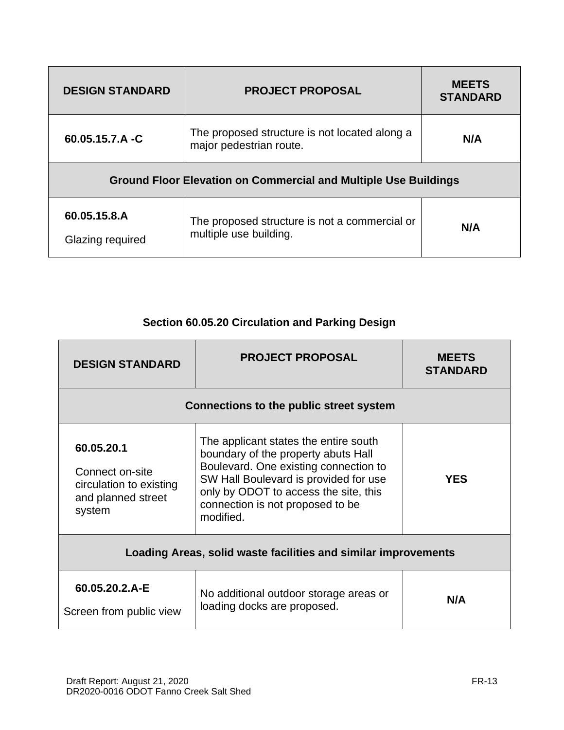| DESIGN STANDARD | PROJECT PROPOSAL | MEETS STANDARD |
| --- | --- | --- |
| **60.05.15.7.A -C** | The proposed structure is not located along a major pedestrian route. | **N/A** |
| **Ground Floor Elevation on Commercial and Multiple Use Buildings** | | |
| **60.05.15.8.A** Glazing required | The proposed structure is not a commercial or multiple use building. | **N/A** |

### Section 60.05.20 Circulation and Parking Design

| DESIGN STANDARD | PROJECT PROPOSAL | MEETS STANDARD |
| --- | --- | --- |
| **Connections to the public street system** | | |
| **60.05.20.1** Connect on-site circulation to existing and planned street system | The applicant states the entire south boundary of the property abuts Hall Boulevard. One existing connection to SW Hall Boulevard is provided for use only by ODOT to access the site, this connection is not proposed to be modified. | **YES** |
| **Loading Areas, solid waste facilities and similar improvements** | | |
| **60.05.20.2.A-E** Screen from public view | No additional outdoor storage areas or loading docks are proposed. | **N/A** |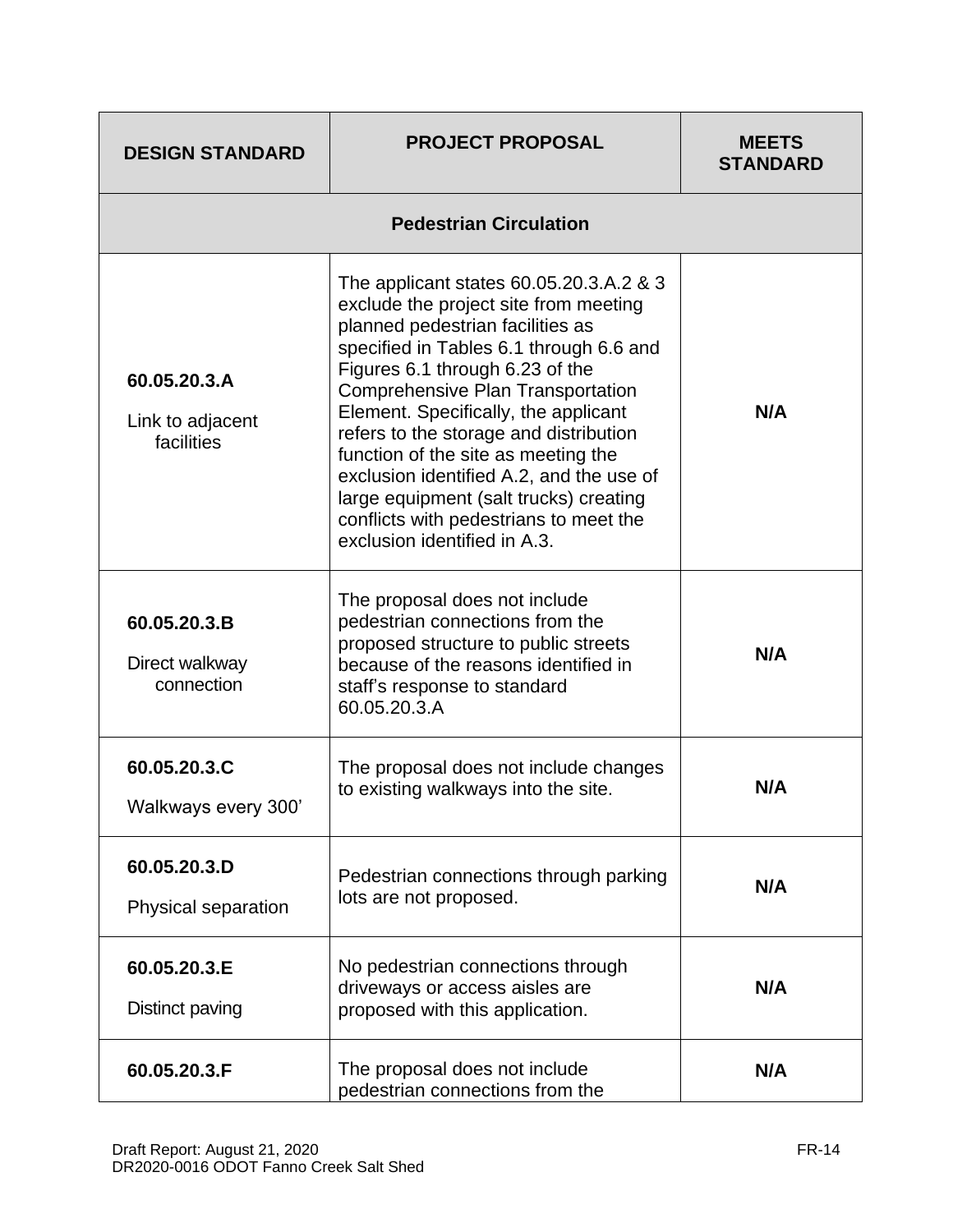| DESIGN STANDARD | PROJECT PROPOSAL | MEETS STANDARD |
|---|---|---|
| **Pedestrian Circulation** | | |
| **60.05.20.3.A** Link to adjacent facilities | The applicant states 60.05.20.3.A.2 & 3 exclude the project site from meeting planned pedestrian facilities as specified in Tables 6.1 through 6.6 and Figures 6.1 through 6.23 of the Comprehensive Plan Transportation Element. Specifically, the applicant refers to the storage and distribution function of the site as meeting the exclusion identified A.2, and the use of large equipment (salt trucks) creating conflicts with pedestrians to meet the exclusion identified in A.3. | **N/A** |
| **60.05.20.3.B** Direct walkway connection | The proposal does not include pedestrian connections from the proposed structure to public streets because of the reasons identified in staff's response to standard 60.05.20.3.A | **N/A** |
| **60.05.20.3.C** Walkways every 300' | The proposal does not include changes to existing walkways into the site. | **N/A** |
| **60.05.20.3.D** Physical separation | Pedestrian connections through parking lots are not proposed. | **N/A** |
| **60.05.20.3.E** Distinct paving | No pedestrian connections through driveways or access aisles are proposed with this application. | **N/A** |
| **60.05.20.3.F** | The proposal does not include pedestrian connections from the | **N/A** |

Draft Report: August 21, 2020
DR2020-0016 ODOT Fanno Creek Salt Shed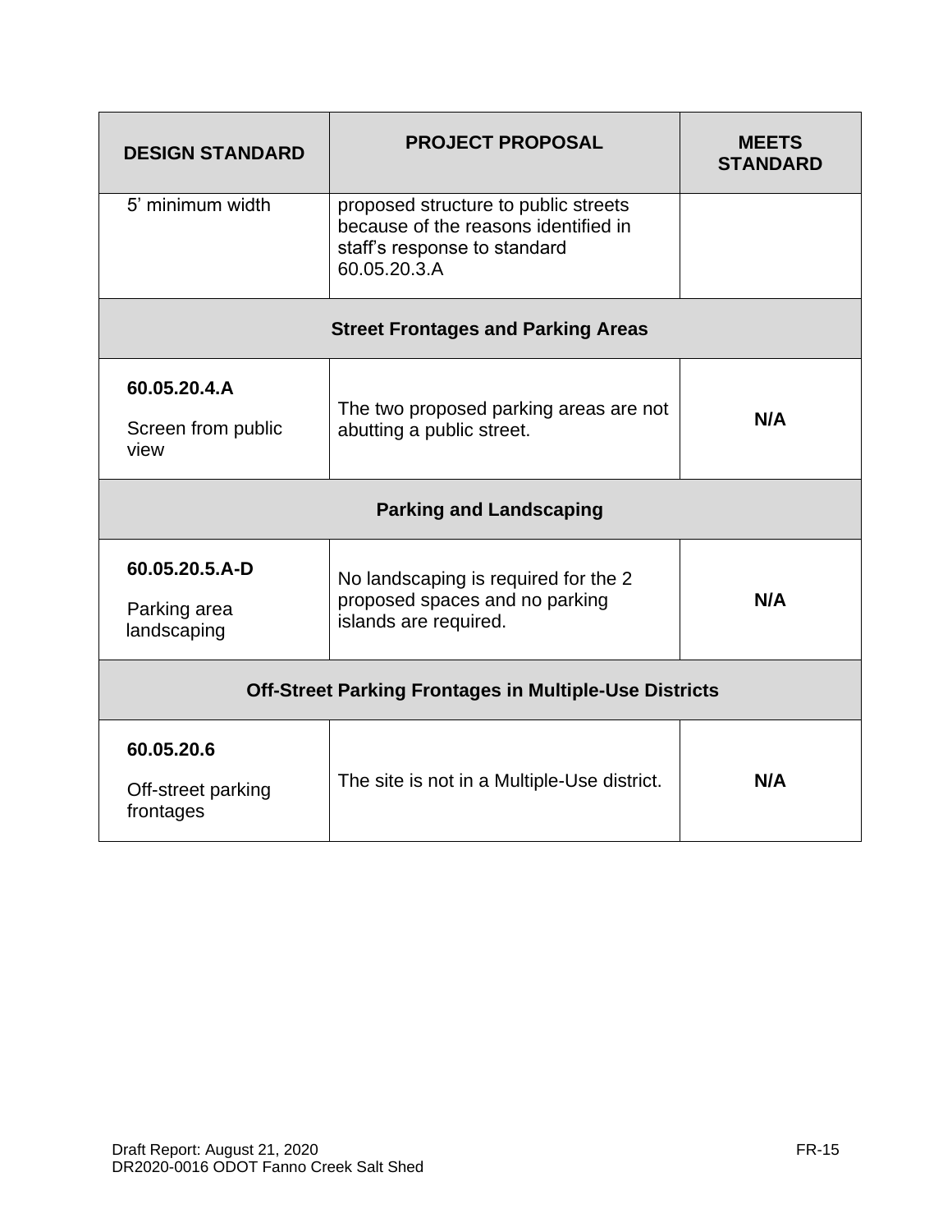| DESIGN STANDARD | PROJECT PROPOSAL | MEETS STANDARD |
|---|---|---|
| 5' minimum width | proposed structure to public streets because of the reasons identified in staff's response to standard 60.05.20.3.A | |
| **Street Frontages and Parking Areas** | | |
| **60.05.20.4.A** Screen from public view | The two proposed parking areas are not abutting a public street. | **N/A** |
| **Parking and Landscaping** | | |
| **60.05.20.5.A-D** Parking area landscaping | No landscaping is required for the 2 proposed spaces and no parking islands are required. | **N/A** |
| **Off-Street Parking Frontages in Multiple-Use Districts** | | |
| **60.05.20.6** Off-street parking frontages | The site is not in a Multiple-Use district. | **N/A** |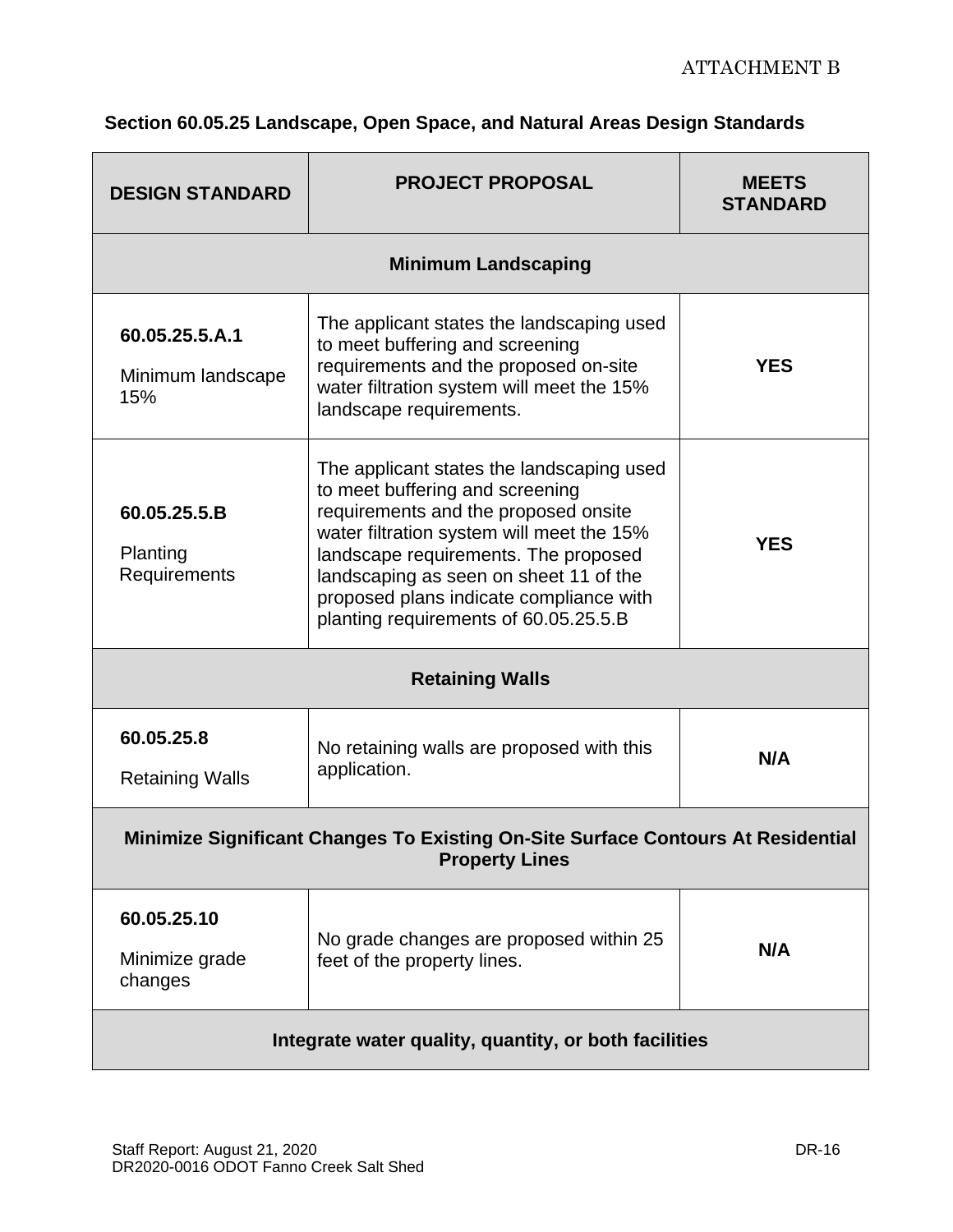ATTACHMENT B

## Section 60.05.25 Landscape, Open Space, and Natural Areas Design Standards

| DESIGN STANDARD | PROJECT PROPOSAL | MEETS STANDARD |
|---|---|---|
| **Minimum Landscaping** | | |
| **60.05.25.5.A.1** Minimum landscape 15% | The applicant states the landscaping used to meet buffering and screening requirements and the proposed on-site water filtration system will meet the 15% landscape requirements. | **YES** |
| **60.05.25.5.B** Planting Requirements | The applicant states the landscaping used to meet buffering and screening requirements and the proposed onsite water filtration system will meet the 15% landscape requirements. The proposed landscaping as seen on sheet 11 of the proposed plans indicate compliance with planting requirements of 60.05.25.5.B | **YES** |
| **Retaining Walls** | | |
| **60.05.25.8** Retaining Walls | No retaining walls are proposed with this application. | **N/A** |
| **Minimize Significant Changes To Existing On-Site Surface Contours At Residential Property Lines** | | |
| **60.05.25.10** Minimize grade changes | No grade changes are proposed within 25 feet of the property lines. | **N/A** |
| **Integrate water quality, quantity, or both facilities** | | |

Staff Report: August 21, 2020
DR2020-0016 ODOT Fanno Creek Salt Shed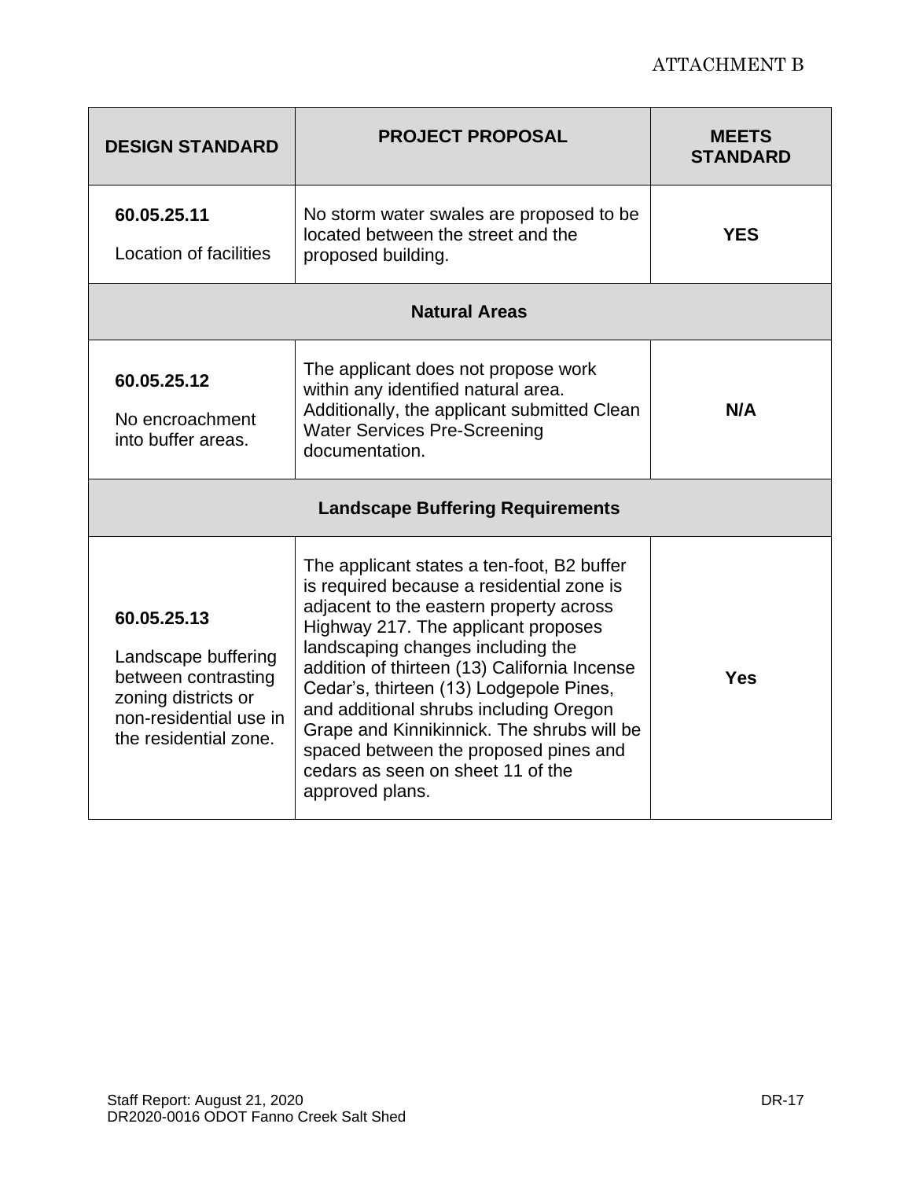| DESIGN STANDARD | PROJECT PROPOSAL | MEETS STANDARD |
|---|---|---|
| **60.05.25.11** Location of facilities | No storm water swales are proposed to be located between the street and the proposed building. | **YES** |
| **Natural Areas** | | |
| **60.05.25.12** No encroachment into buffer areas. | The applicant does not propose work within any identified natural area. Additionally, the applicant submitted Clean Water Services Pre-Screening documentation. | **N/A** |
| **Landscape Buffering Requirements** | | |
| **60.05.25.13** Landscape buffering between contrasting zoning districts or non-residential use in the residential zone. | The applicant states a ten-foot, B2 buffer is required because a residential zone is adjacent to the eastern property across Highway 217. The applicant proposes landscaping changes including the addition of thirteen (13) California Incense Cedar's, thirteen (13) Lodgepole Pines, and additional shrubs including Oregon Grape and Kinnikinnick. The shrubs will be spaced between the proposed pines and cedars as seen on sheet 11 of the approved plans. | **Yes** |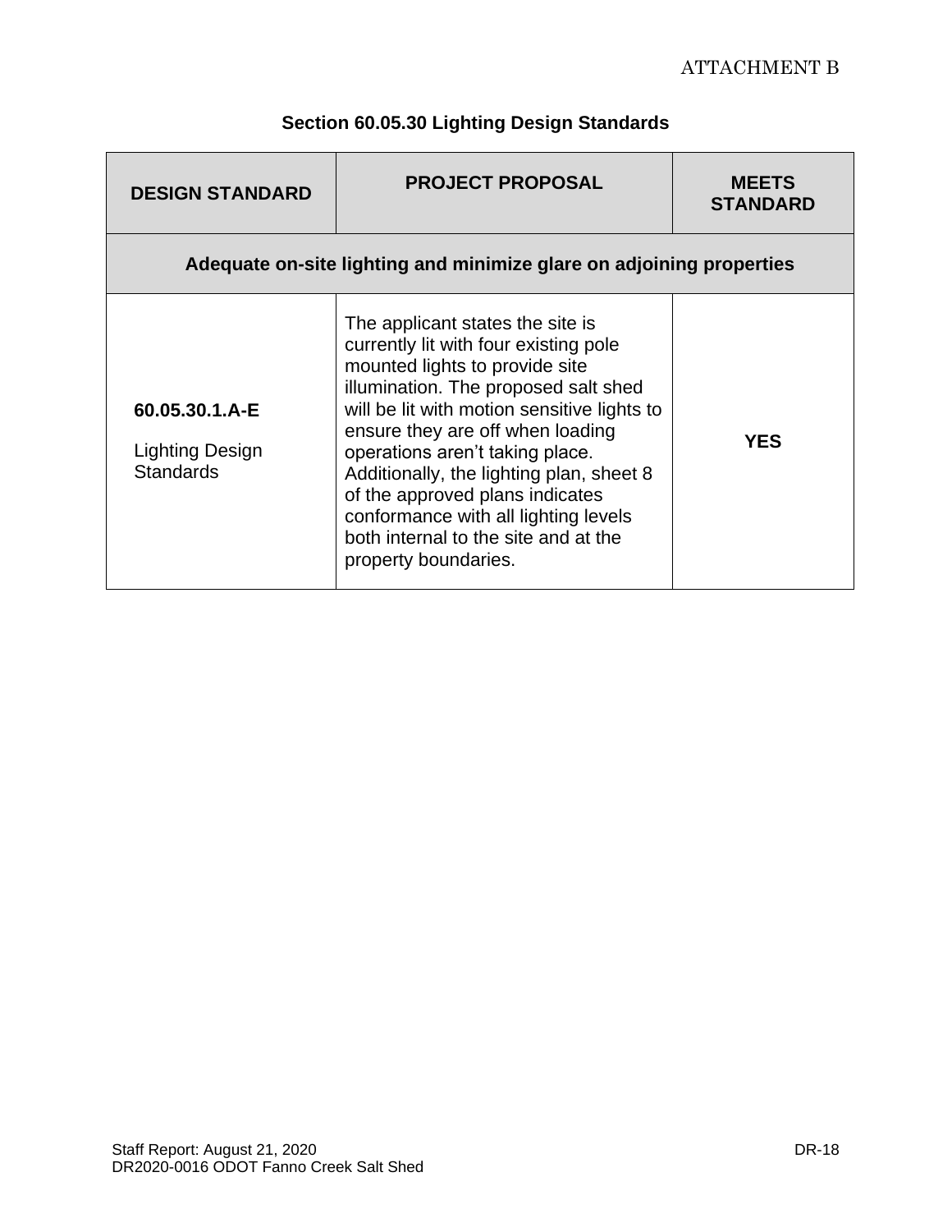ATTACHMENT B

## Section 60.05.30 Lighting Design Standards

| DESIGN STANDARD | PROJECT PROPOSAL | MEETS STANDARD |
|---|---|---|
| **Adequate on-site lighting and minimize glare on adjoining properties** | | |
| **60.05.30.1.A-E** Lighting Design Standards | The applicant states the site is currently lit with four existing pole mounted lights to provide site illumination. The proposed salt shed will be lit with motion sensitive lights to ensure they are off when loading operations aren't taking place. Additionally, the lighting plan, sheet 8 of the approved plans indicates conformance with all lighting levels both internal to the site and at the property boundaries. | **YES** |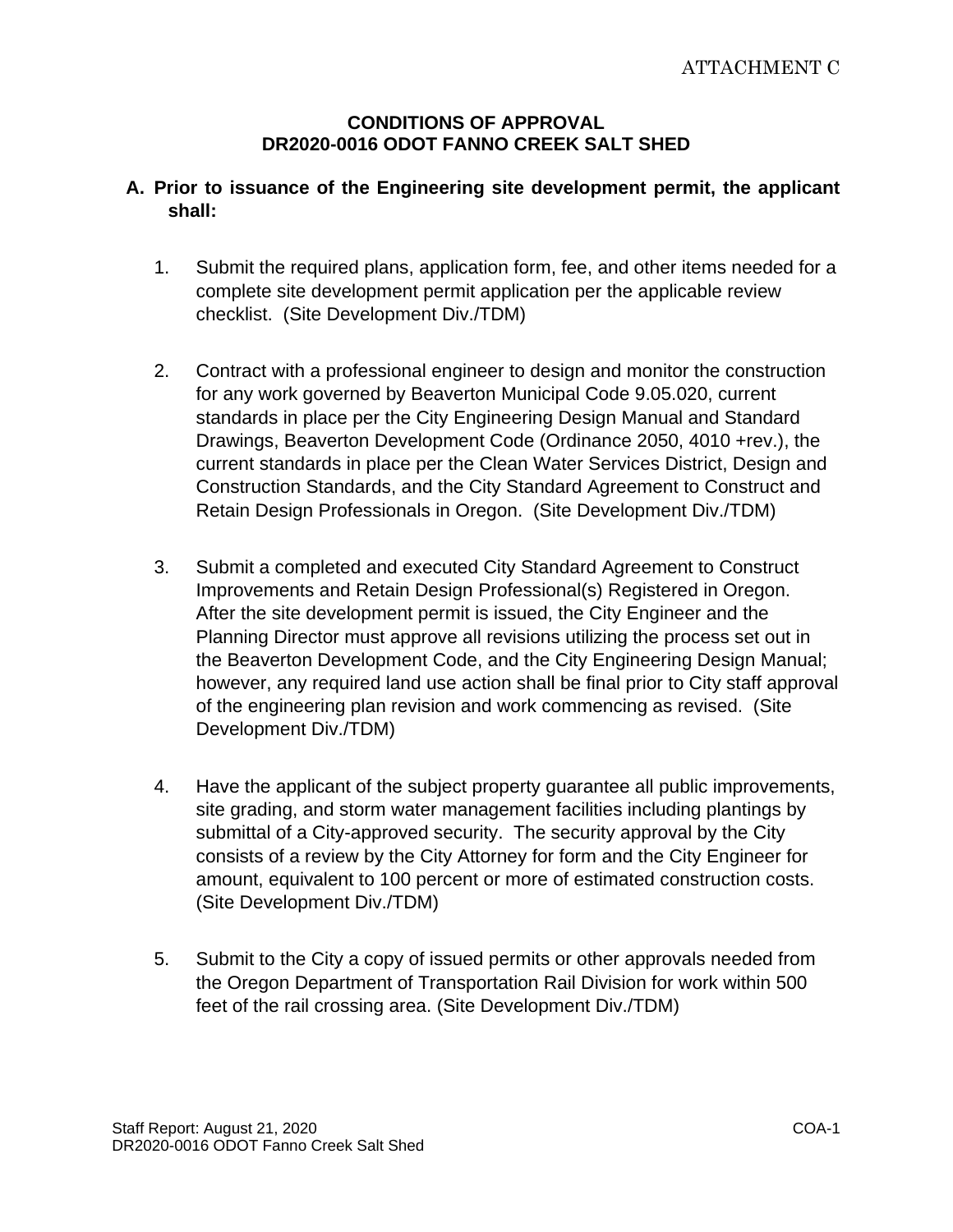ATTACHMENT C

**CONDITIONS OF APPROVAL**
**DR2020-0016 ODOT FANNO CREEK SALT SHED**

**A. Prior to issuance of the Engineering site development permit, the applicant shall:**

1. Submit the required plans, application form, fee, and other items needed for a complete site development permit application per the applicable review checklist. (Site Development Div./TDM)

2. Contract with a professional engineer to design and monitor the construction for any work governed by Beaverton Municipal Code 9.05.020, current standards in place per the City Engineering Design Manual and Standard Drawings, Beaverton Development Code (Ordinance 2050, 4010 +rev.), the current standards in place per the Clean Water Services District, Design and Construction Standards, and the City Standard Agreement to Construct and Retain Design Professionals in Oregon. (Site Development Div./TDM)

3. Submit a completed and executed City Standard Agreement to Construct Improvements and Retain Design Professional(s) Registered in Oregon. After the site development permit is issued, the City Engineer and the Planning Director must approve all revisions utilizing the process set out in the Beaverton Development Code, and the City Engineering Design Manual; however, any required land use action shall be final prior to City staff approval of the engineering plan revision and work commencing as revised. (Site Development Div./TDM)

4. Have the applicant of the subject property guarantee all public improvements, site grading, and storm water management facilities including plantings by submittal of a City-approved security. The security approval by the City consists of a review by the City Attorney for form and the City Engineer for amount, equivalent to 100 percent or more of estimated construction costs. (Site Development Div./TDM)

5. Submit to the City a copy of issued permits or other approvals needed from the Oregon Department of Transportation Rail Division for work within 500 feet of the rail crossing area. (Site Development Div./TDM)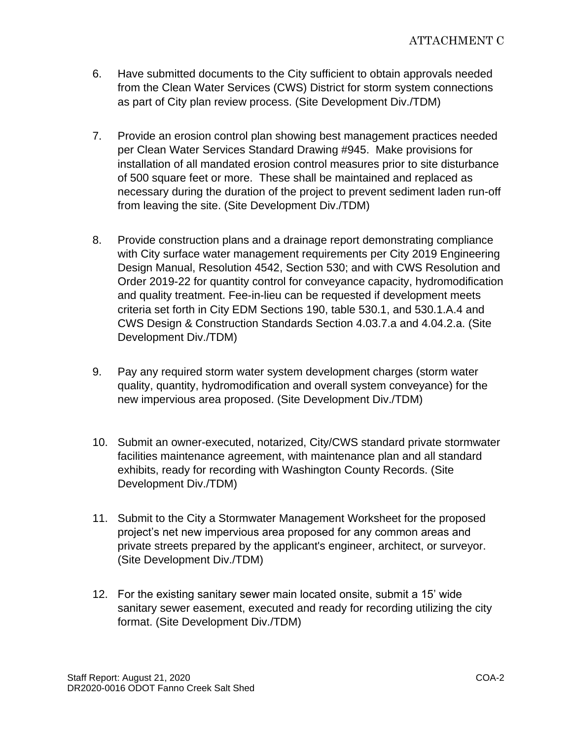6. Have submitted documents to the City sufficient to obtain approvals needed from the Clean Water Services (CWS) District for storm system connections as part of City plan review process. (Site Development Div./TDM)

7. Provide an erosion control plan showing best management practices needed per Clean Water Services Standard Drawing #945. Make provisions for installation of all mandated erosion control measures prior to site disturbance of 500 square feet or more. These shall be maintained and replaced as necessary during the duration of the project to prevent sediment laden run-off from leaving the site. (Site Development Div./TDM)

8. Provide construction plans and a drainage report demonstrating compliance with City surface water management requirements per City 2019 Engineering Design Manual, Resolution 4542, Section 530; and with CWS Resolution and Order 2019-22 for quantity control for conveyance capacity, hydromodification and quality treatment. Fee-in-lieu can be requested if development meets criteria set forth in City EDM Sections 190, table 530.1, and 530.1.A.4 and CWS Design & Construction Standards Section 4.03.7.a and 4.04.2.a. (Site Development Div./TDM)

9. Pay any required storm water system development charges (storm water quality, quantity, hydromodification and overall system conveyance) for the new impervious area proposed. (Site Development Div./TDM)

10. Submit an owner-executed, notarized, City/CWS standard private stormwater facilities maintenance agreement, with maintenance plan and all standard exhibits, ready for recording with Washington County Records. (Site Development Div./TDM)

11. Submit to the City a Stormwater Management Worksheet for the proposed project's net new impervious area proposed for any common areas and private streets prepared by the applicant's engineer, architect, or surveyor. (Site Development Div./TDM)

12. For the existing sanitary sewer main located onsite, submit a 15' wide sanitary sewer easement, executed and ready for recording utilizing the city format. (Site Development Div./TDM)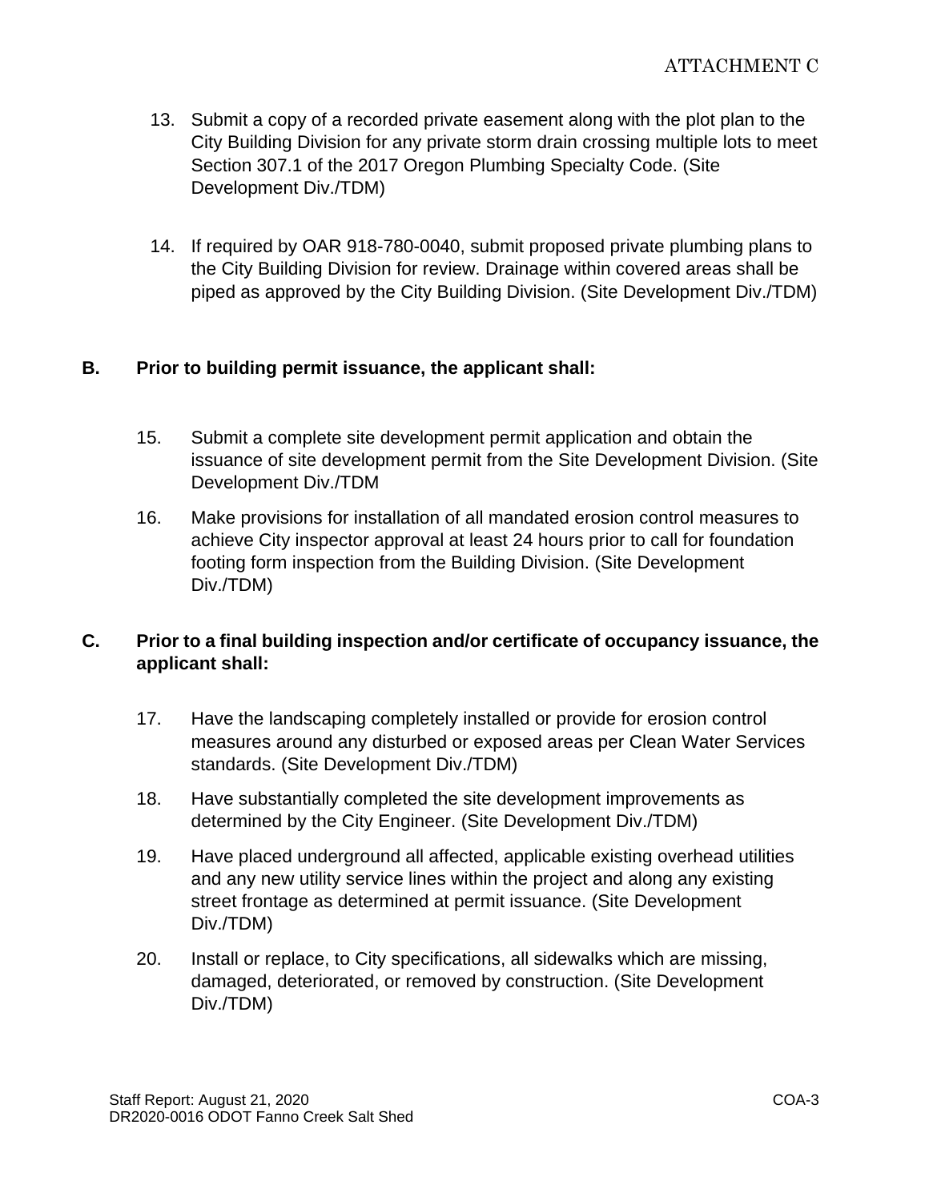13. Submit a copy of a recorded private easement along with the plot plan to the City Building Division for any private storm drain crossing multiple lots to meet Section 307.1 of the 2017 Oregon Plumbing Specialty Code. (Site Development Div./TDM)

14. If required by OAR 918-780-0040, submit proposed private plumbing plans to the City Building Division for review. Drainage within covered areas shall be piped as approved by the City Building Division. (Site Development Div./TDM)

**B. Prior to building permit issuance, the applicant shall:**

15. Submit a complete site development permit application and obtain the issuance of site development permit from the Site Development Division. (Site Development Div./TDM

16. Make provisions for installation of all mandated erosion control measures to achieve City inspector approval at least 24 hours prior to call for foundation footing form inspection from the Building Division. (Site Development Div./TDM)

**C. Prior to a final building inspection and/or certificate of occupancy issuance, the applicant shall:**

17. Have the landscaping completely installed or provide for erosion control measures around any disturbed or exposed areas per Clean Water Services standards. (Site Development Div./TDM)

18. Have substantially completed the site development improvements as determined by the City Engineer. (Site Development Div./TDM)

19. Have placed underground all affected, applicable existing overhead utilities and any new utility service lines within the project and along any existing street frontage as determined at permit issuance. (Site Development Div./TDM)

20. Install or replace, to City specifications, all sidewalks which are missing, damaged, deteriorated, or removed by construction. (Site Development Div./TDM)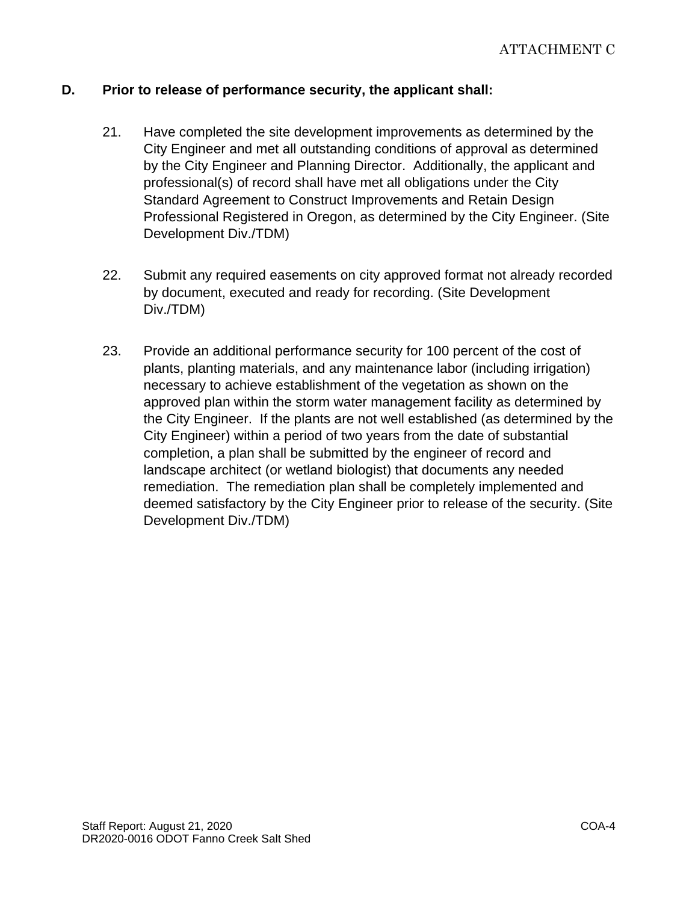**D. Prior to release of performance security, the applicant shall:**

21. Have completed the site development improvements as determined by the City Engineer and met all outstanding conditions of approval as determined by the City Engineer and Planning Director. Additionally, the applicant and professional(s) of record shall have met all obligations under the City Standard Agreement to Construct Improvements and Retain Design Professional Registered in Oregon, as determined by the City Engineer. (Site Development Div./TDM)

22. Submit any required easements on city approved format not already recorded by document, executed and ready for recording. (Site Development Div./TDM)

23. Provide an additional performance security for 100 percent of the cost of plants, planting materials, and any maintenance labor (including irrigation) necessary to achieve establishment of the vegetation as shown on the approved plan within the storm water management facility as determined by the City Engineer. If the plants are not well established (as determined by the City Engineer) within a period of two years from the date of substantial completion, a plan shall be submitted by the engineer of record and landscape architect (or wetland biologist) that documents any needed remediation. The remediation plan shall be completely implemented and deemed satisfactory by the City Engineer prior to release of the security. (Site Development Div./TDM)